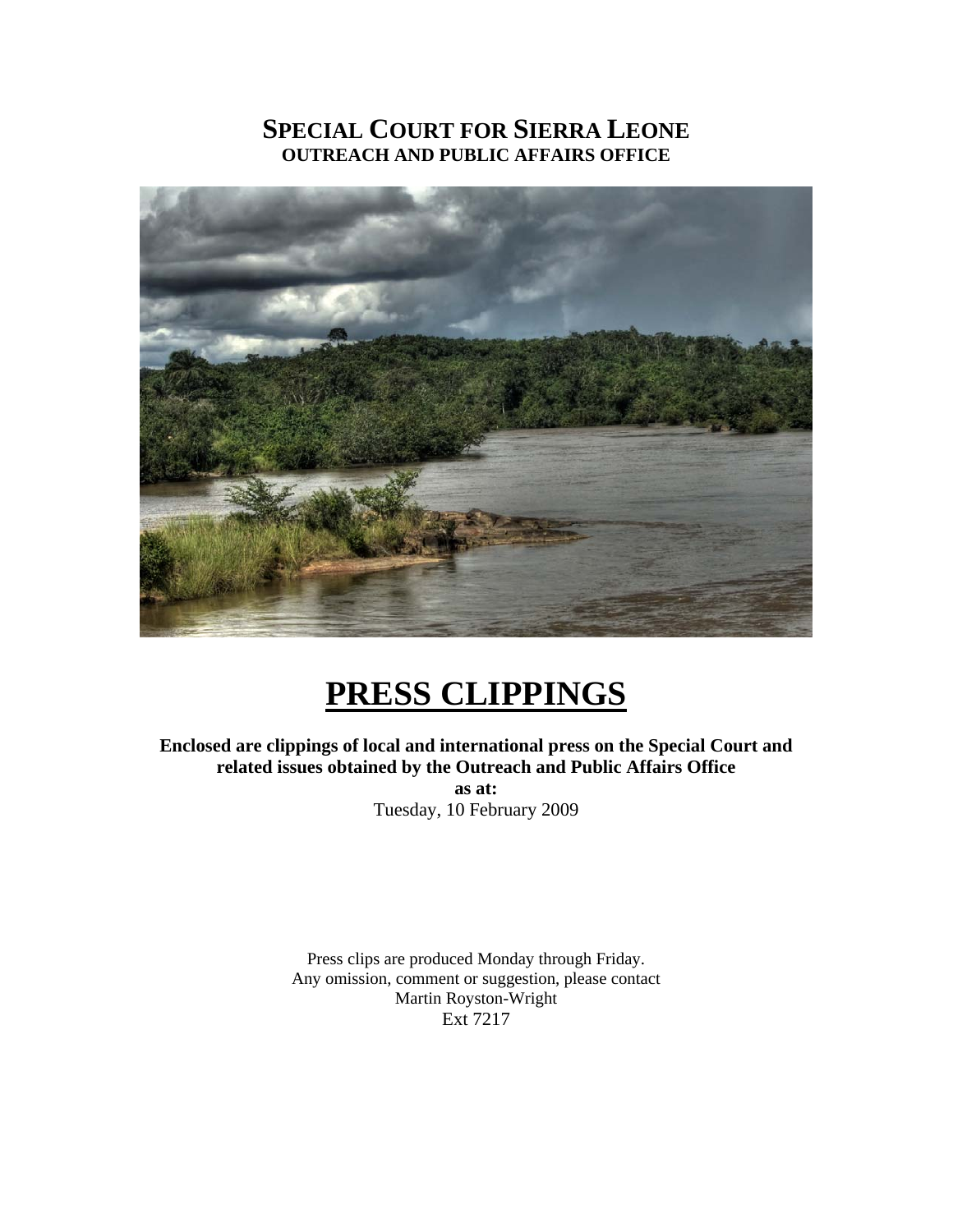# SPECIAL COURT FOR SIERRA LEONE
## OUTREACH AND PUBLIC AFFAIRS OFFICE

# PRESS CLIPPINGS

**Enclosed are clippings of local and international press on the Special Court and related issues obtained by the Outreach and Public Affairs Office**

**as at:**

Tuesday, 10 February 2009

Press clips are produced Monday through Friday.
Any omission, comment or suggestion, please contact
Martin Royston-Wright
Ext 7217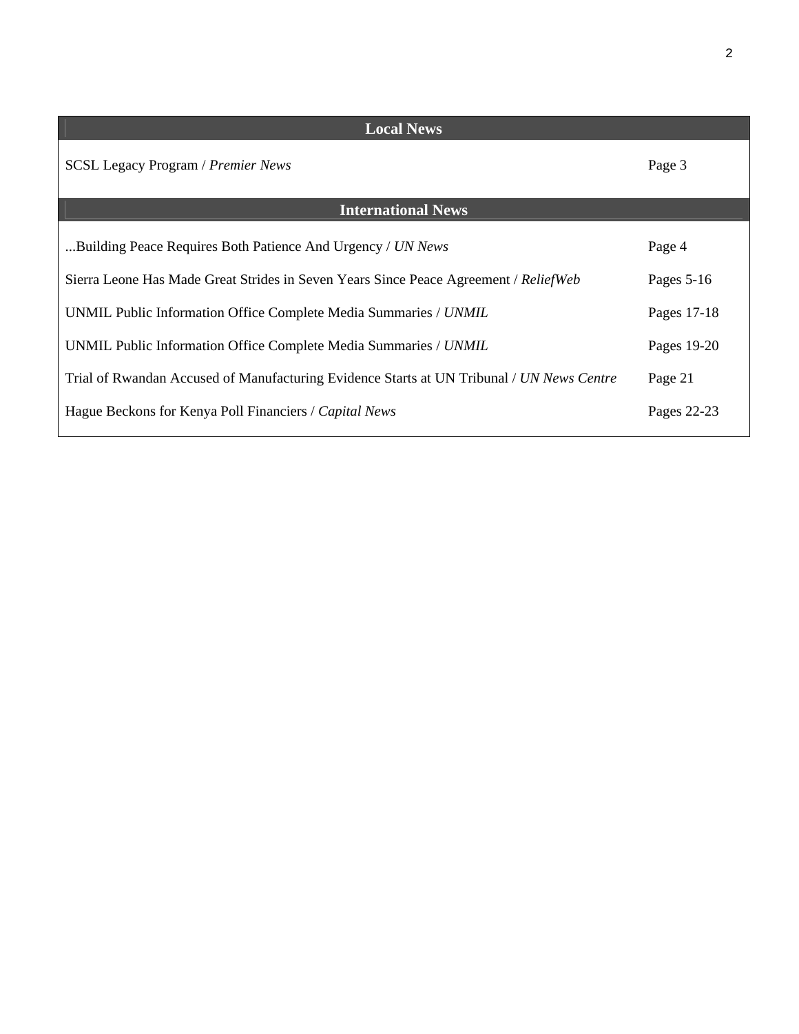| Local News | |
|---|---|
| SCSL Legacy Program / *Premier News* | Page 3 |
| **International News** | |
| ...Building Peace Requires Both Patience And Urgency / *UN News* | Page 4 |
| Sierra Leone Has Made Great Strides in Seven Years Since Peace Agreement / *ReliefWeb* | Pages 5-16 |
| UNMIL Public Information Office Complete Media Summaries / *UNMIL* | Pages 17-18 |
| UNMIL Public Information Office Complete Media Summaries / *UNMIL* | Pages 19-20 |
| Trial of Rwandan Accused of Manufacturing Evidence Starts at UN Tribunal / *UN News Centre* | Page 21 |
| Hague Beckons for Kenya Poll Financiers / *Capital News* | Pages 22-23 |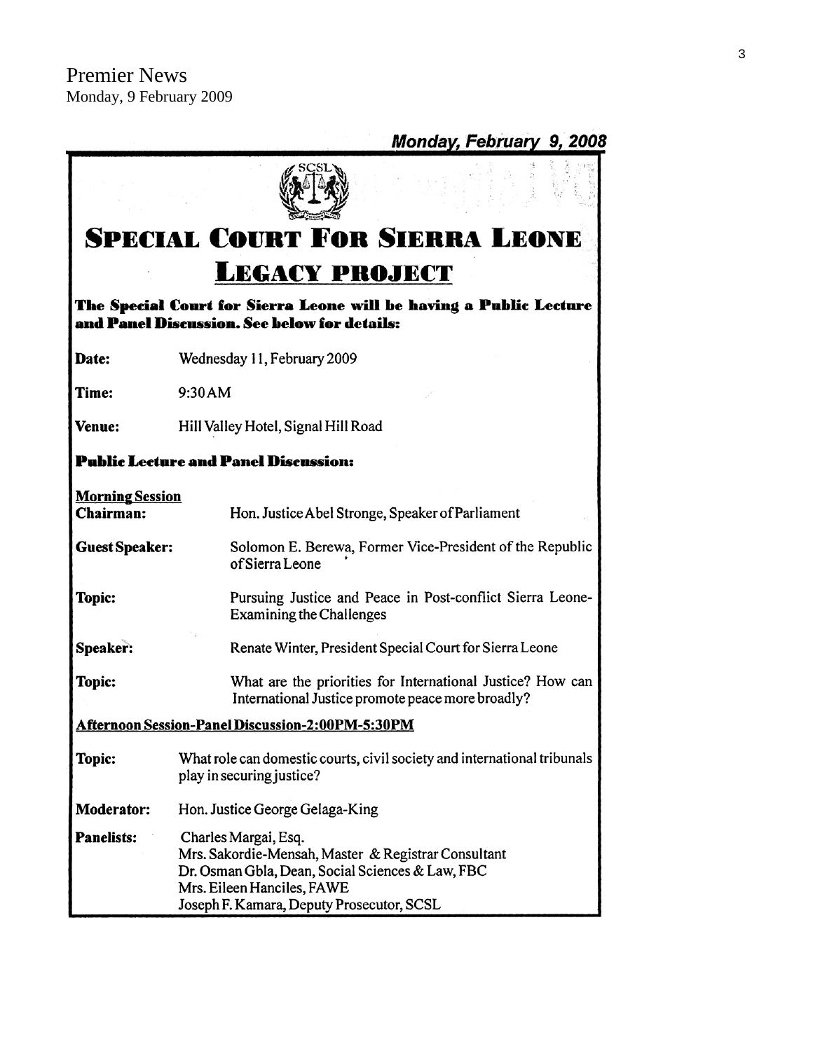Premier News
Monday, 9 February 2009

***Monday, February 9, 2008***

SCSL

# Special Court For Sierra Leone

## Legacy project

**The Special Court for Sierra Leone will be having a Public Lecture and Panel Discussion. See below for details:**

**Date:** Wednesday 11, February 2009

**Time:** 9:30AM

**Venue:** Hill Valley Hotel, Signal Hill Road

**Public Lecture and Panel Discussion:**

**Morning Session**

**Chairman:** Hon. Justice Abel Stronge, Speaker of Parliament

**Guest Speaker:** Solomon E. Berewa, Former Vice-President of the Republic of Sierra Leone

**Topic:** Pursuing Justice and Peace in Post-conflict Sierra Leone-Examining the Challenges

**Speaker:** Renate Winter, President Special Court for Sierra Leone

**Topic:** What are the priorities for International Justice? How can International Justice promote peace more broadly?

**Afternoon Session-Panel Discussion-2:00PM-5:30PM**

**Topic:** What role can domestic courts, civil society and international tribunals play in securing justice?

**Moderator:** Hon. Justice George Gelaga-King

**Panelists:**
Charles Margai, Esq.
Mrs. Sakordie-Mensah, Master & Registrar Consultant
Dr. Osman Gbla, Dean, Social Sciences & Law, FBC
Mrs. Eileen Hanciles, FAWE
Joseph F. Kamara, Deputy Prosecutor, SCSL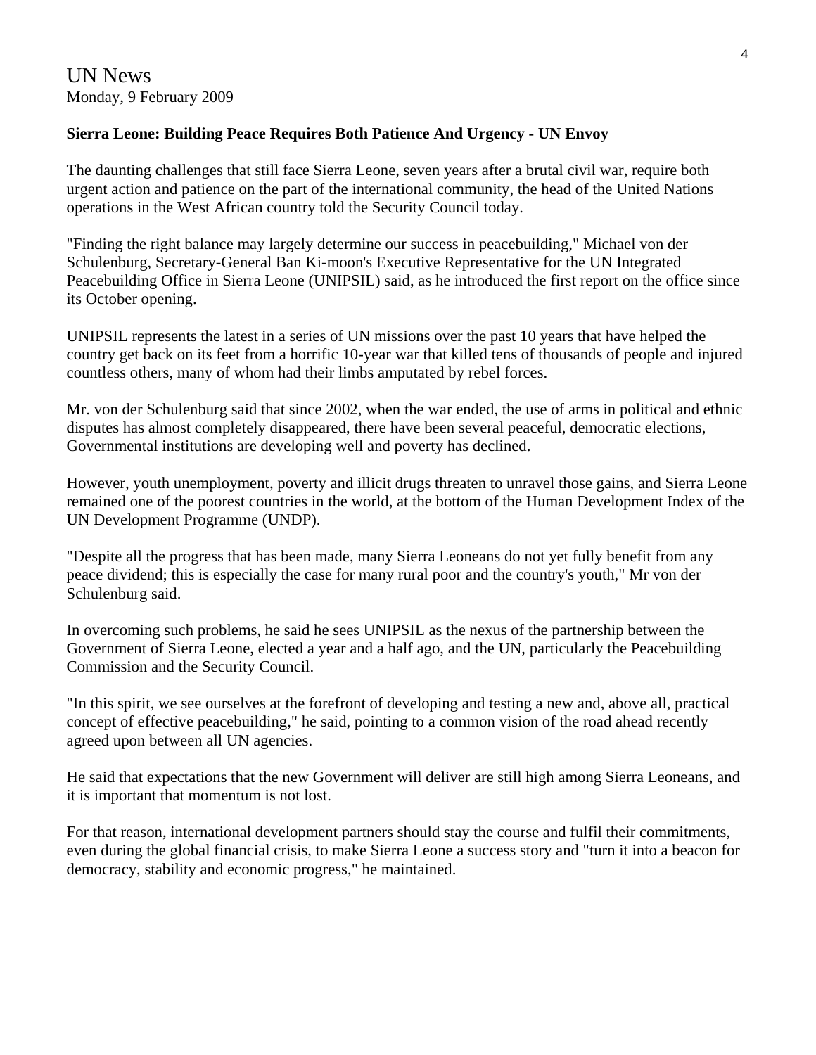UN News
Monday, 9 February 2009

**Sierra Leone: Building Peace Requires Both Patience And Urgency - UN Envoy**

The daunting challenges that still face Sierra Leone, seven years after a brutal civil war, require both urgent action and patience on the part of the international community, the head of the United Nations operations in the West African country told the Security Council today.

"Finding the right balance may largely determine our success in peacebuilding," Michael von der Schulenburg, Secretary-General Ban Ki-moon's Executive Representative for the UN Integrated Peacebuilding Office in Sierra Leone (UNIPSIL) said, as he introduced the first report on the office since its October opening.

UNIPSIL represents the latest in a series of UN missions over the past 10 years that have helped the country get back on its feet from a horrific 10-year war that killed tens of thousands of people and injured countless others, many of whom had their limbs amputated by rebel forces.

Mr. von der Schulenburg said that since 2002, when the war ended, the use of arms in political and ethnic disputes has almost completely disappeared, there have been several peaceful, democratic elections, Governmental institutions are developing well and poverty has declined.

However, youth unemployment, poverty and illicit drugs threaten to unravel those gains, and Sierra Leone remained one of the poorest countries in the world, at the bottom of the Human Development Index of the UN Development Programme (UNDP).

"Despite all the progress that has been made, many Sierra Leoneans do not yet fully benefit from any peace dividend; this is especially the case for many rural poor and the country's youth," Mr von der Schulenburg said.

In overcoming such problems, he said he sees UNIPSIL as the nexus of the partnership between the Government of Sierra Leone, elected a year and a half ago, and the UN, particularly the Peacebuilding Commission and the Security Council.

"In this spirit, we see ourselves at the forefront of developing and testing a new and, above all, practical concept of effective peacebuilding," he said, pointing to a common vision of the road ahead recently agreed upon between all UN agencies.

He said that expectations that the new Government will deliver are still high among Sierra Leoneans, and it is important that momentum is not lost.

For that reason, international development partners should stay the course and fulfil their commitments, even during the global financial crisis, to make Sierra Leone a success story and "turn it into a beacon for democracy, stability and economic progress," he maintained.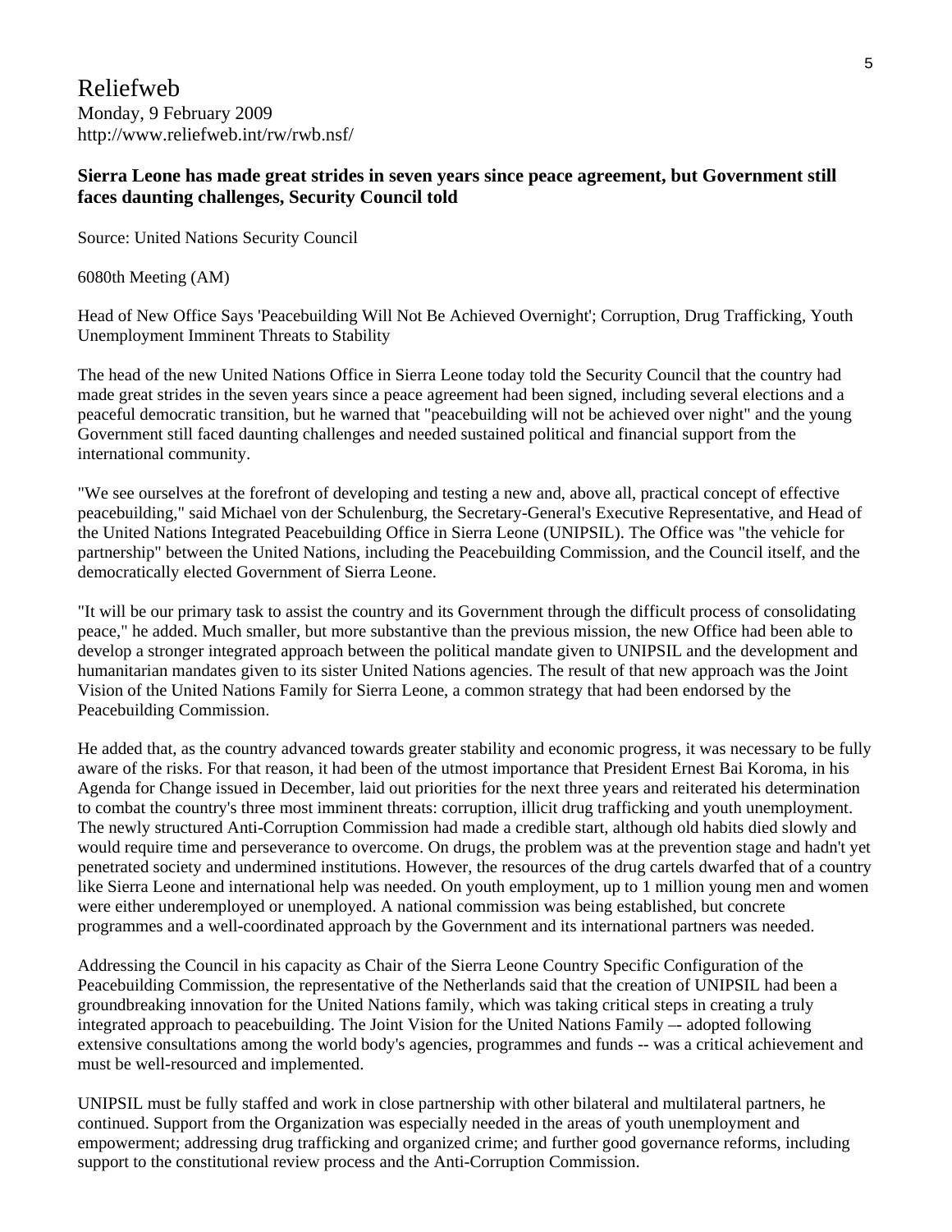Reliefweb

Monday, 9 February 2009

http://www.reliefweb.int/rw/rwb.nsf/

**Sierra Leone has made great strides in seven years since peace agreement, but Government still faces daunting challenges, Security Council told**

Source: United Nations Security Council

6080th Meeting (AM)

Head of New Office Says 'Peacebuilding Will Not Be Achieved Overnight'; Corruption, Drug Trafficking, Youth Unemployment Imminent Threats to Stability

The head of the new United Nations Office in Sierra Leone today told the Security Council that the country had made great strides in the seven years since a peace agreement had been signed, including several elections and a peaceful democratic transition, but he warned that "peacebuilding will not be achieved over night" and the young Government still faced daunting challenges and needed sustained political and financial support from the international community.

"We see ourselves at the forefront of developing and testing a new and, above all, practical concept of effective peacebuilding," said Michael von der Schulenburg, the Secretary-General's Executive Representative, and Head of the United Nations Integrated Peacebuilding Office in Sierra Leone (UNIPSIL). The Office was "the vehicle for partnership" between the United Nations, including the Peacebuilding Commission, and the Council itself, and the democratically elected Government of Sierra Leone.

"It will be our primary task to assist the country and its Government through the difficult process of consolidating peace," he added. Much smaller, but more substantive than the previous mission, the new Office had been able to develop a stronger integrated approach between the political mandate given to UNIPSIL and the development and humanitarian mandates given to its sister United Nations agencies. The result of that new approach was the Joint Vision of the United Nations Family for Sierra Leone, a common strategy that had been endorsed by the Peacebuilding Commission.

He added that, as the country advanced towards greater stability and economic progress, it was necessary to be fully aware of the risks. For that reason, it had been of the utmost importance that President Ernest Bai Koroma, in his Agenda for Change issued in December, laid out priorities for the next three years and reiterated his determination to combat the country's three most imminent threats: corruption, illicit drug trafficking and youth unemployment. The newly structured Anti-Corruption Commission had made a credible start, although old habits died slowly and would require time and perseverance to overcome. On drugs, the problem was at the prevention stage and hadn't yet penetrated society and undermined institutions. However, the resources of the drug cartels dwarfed that of a country like Sierra Leone and international help was needed. On youth employment, up to 1 million young men and women were either underemployed or unemployed. A national commission was being established, but concrete programmes and a well-coordinated approach by the Government and its international partners was needed.

Addressing the Council in his capacity as Chair of the Sierra Leone Country Specific Configuration of the Peacebuilding Commission, the representative of the Netherlands said that the creation of UNIPSIL had been a groundbreaking innovation for the United Nations family, which was taking critical steps in creating a truly integrated approach to peacebuilding. The Joint Vision for the United Nations Family –- adopted following extensive consultations among the world body's agencies, programmes and funds -- was a critical achievement and must be well-resourced and implemented.

UNIPSIL must be fully staffed and work in close partnership with other bilateral and multilateral partners, he continued. Support from the Organization was especially needed in the areas of youth unemployment and empowerment; addressing drug trafficking and organized crime; and further good governance reforms, including support to the constitutional review process and the Anti-Corruption Commission.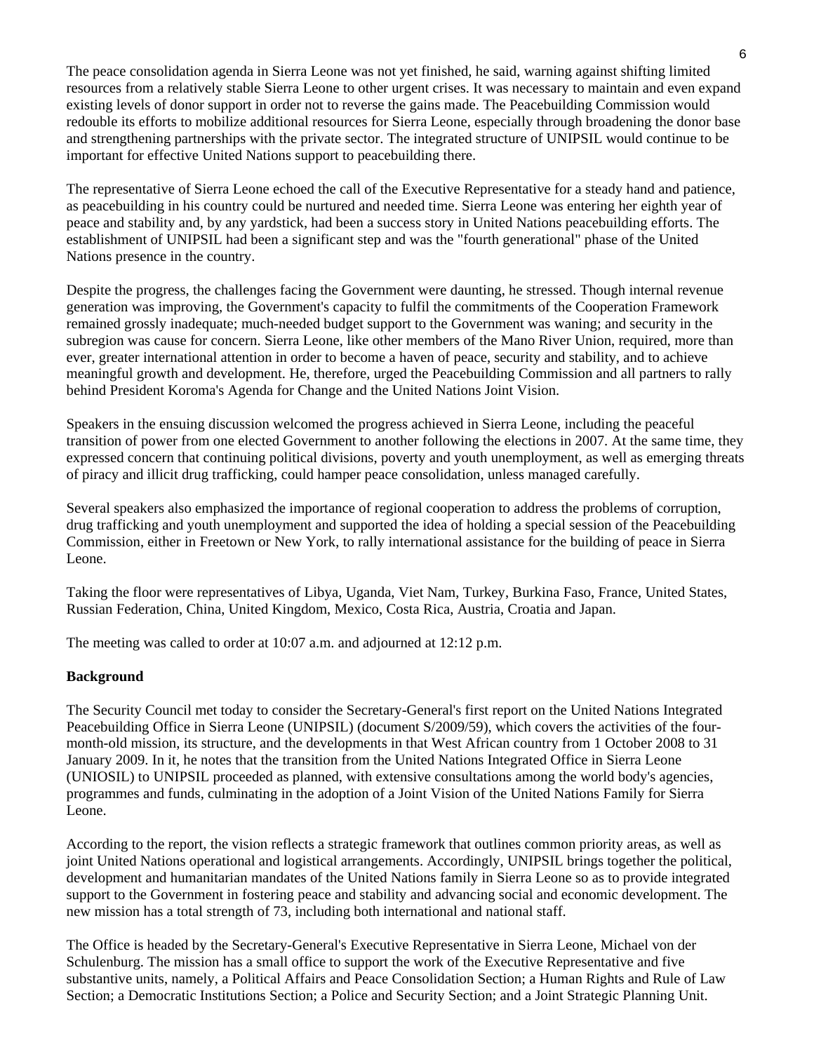The peace consolidation agenda in Sierra Leone was not yet finished, he said, warning against shifting limited resources from a relatively stable Sierra Leone to other urgent crises. It was necessary to maintain and even expand existing levels of donor support in order not to reverse the gains made. The Peacebuilding Commission would redouble its efforts to mobilize additional resources for Sierra Leone, especially through broadening the donor base and strengthening partnerships with the private sector. The integrated structure of UNIPSIL would continue to be important for effective United Nations support to peacebuilding there.

The representative of Sierra Leone echoed the call of the Executive Representative for a steady hand and patience, as peacebuilding in his country could be nurtured and needed time. Sierra Leone was entering her eighth year of peace and stability and, by any yardstick, had been a success story in United Nations peacebuilding efforts. The establishment of UNIPSIL had been a significant step and was the "fourth generational" phase of the United Nations presence in the country.

Despite the progress, the challenges facing the Government were daunting, he stressed. Though internal revenue generation was improving, the Government's capacity to fulfil the commitments of the Cooperation Framework remained grossly inadequate; much-needed budget support to the Government was waning; and security in the subregion was cause for concern. Sierra Leone, like other members of the Mano River Union, required, more than ever, greater international attention in order to become a haven of peace, security and stability, and to achieve meaningful growth and development. He, therefore, urged the Peacebuilding Commission and all partners to rally behind President Koroma's Agenda for Change and the United Nations Joint Vision.

Speakers in the ensuing discussion welcomed the progress achieved in Sierra Leone, including the peaceful transition of power from one elected Government to another following the elections in 2007. At the same time, they expressed concern that continuing political divisions, poverty and youth unemployment, as well as emerging threats of piracy and illicit drug trafficking, could hamper peace consolidation, unless managed carefully.

Several speakers also emphasized the importance of regional cooperation to address the problems of corruption, drug trafficking and youth unemployment and supported the idea of holding a special session of the Peacebuilding Commission, either in Freetown or New York, to rally international assistance for the building of peace in Sierra Leone.

Taking the floor were representatives of Libya, Uganda, Viet Nam, Turkey, Burkina Faso, France, United States, Russian Federation, China, United Kingdom, Mexico, Costa Rica, Austria, Croatia and Japan.

The meeting was called to order at 10:07 a.m. and adjourned at 12:12 p.m.

**Background**

The Security Council met today to consider the Secretary-General's first report on the United Nations Integrated Peacebuilding Office in Sierra Leone (UNIPSIL) (document S/2009/59), which covers the activities of the four-month-old mission, its structure, and the developments in that West African country from 1 October 2008 to 31 January 2009. In it, he notes that the transition from the United Nations Integrated Office in Sierra Leone (UNIOSIL) to UNIPSIL proceeded as planned, with extensive consultations among the world body's agencies, programmes and funds, culminating in the adoption of a Joint Vision of the United Nations Family for Sierra Leone.

According to the report, the vision reflects a strategic framework that outlines common priority areas, as well as joint United Nations operational and logistical arrangements. Accordingly, UNIPSIL brings together the political, development and humanitarian mandates of the United Nations family in Sierra Leone so as to provide integrated support to the Government in fostering peace and stability and advancing social and economic development. The new mission has a total strength of 73, including both international and national staff.

The Office is headed by the Secretary-General's Executive Representative in Sierra Leone, Michael von der Schulenburg. The mission has a small office to support the work of the Executive Representative and five substantive units, namely, a Political Affairs and Peace Consolidation Section; a Human Rights and Rule of Law Section; a Democratic Institutions Section; a Police and Security Section; and a Joint Strategic Planning Unit.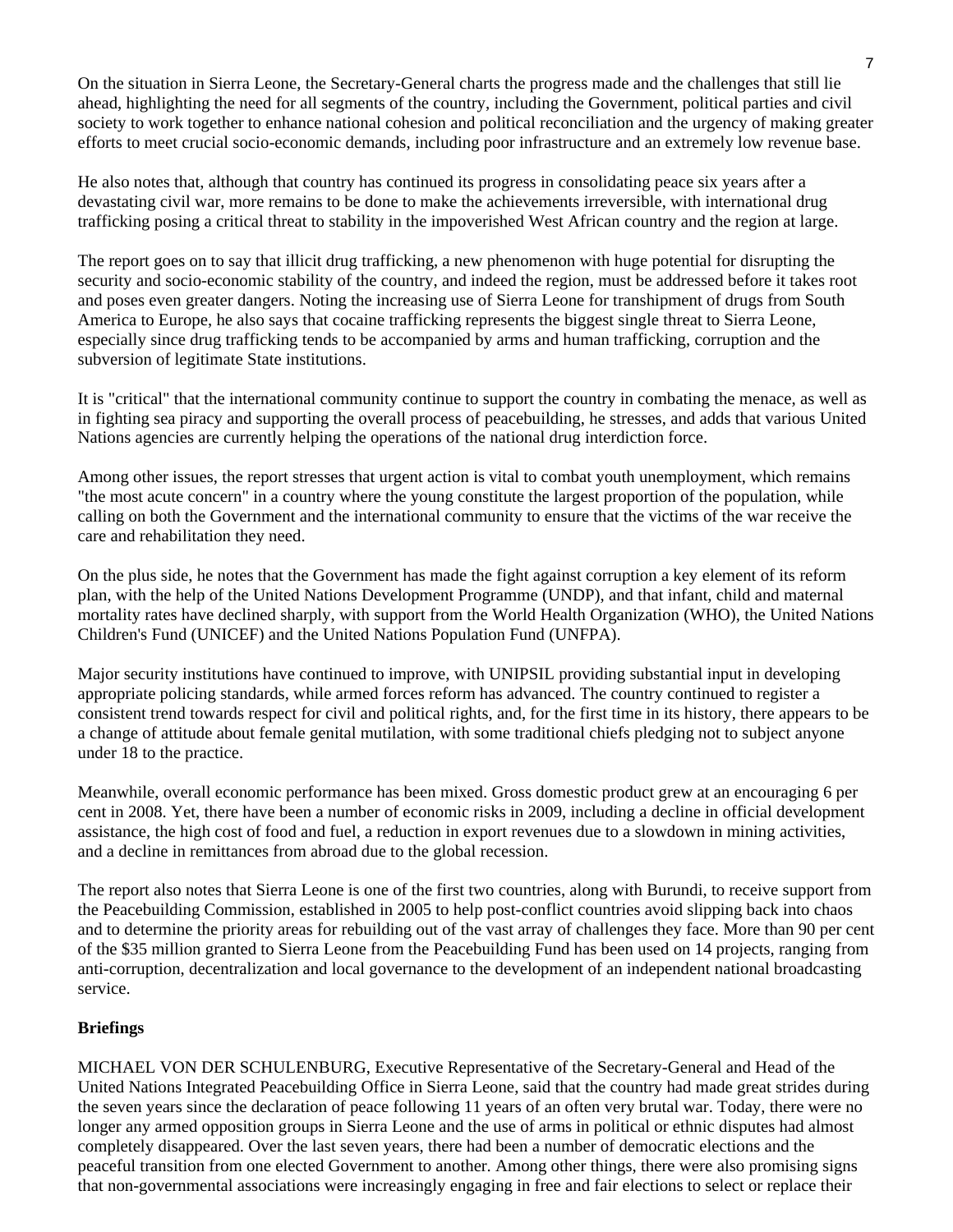On the situation in Sierra Leone, the Secretary-General charts the progress made and the challenges that still lie ahead, highlighting the need for all segments of the country, including the Government, political parties and civil society to work together to enhance national cohesion and political reconciliation and the urgency of making greater efforts to meet crucial socio-economic demands, including poor infrastructure and an extremely low revenue base.

He also notes that, although that country has continued its progress in consolidating peace six years after a devastating civil war, more remains to be done to make the achievements irreversible, with international drug trafficking posing a critical threat to stability in the impoverished West African country and the region at large.

The report goes on to say that illicit drug trafficking, a new phenomenon with huge potential for disrupting the security and socio-economic stability of the country, and indeed the region, must be addressed before it takes root and poses even greater dangers. Noting the increasing use of Sierra Leone for transhipment of drugs from South America to Europe, he also says that cocaine trafficking represents the biggest single threat to Sierra Leone, especially since drug trafficking tends to be accompanied by arms and human trafficking, corruption and the subversion of legitimate State institutions.

It is "critical" that the international community continue to support the country in combating the menace, as well as in fighting sea piracy and supporting the overall process of peacebuilding, he stresses, and adds that various United Nations agencies are currently helping the operations of the national drug interdiction force.

Among other issues, the report stresses that urgent action is vital to combat youth unemployment, which remains "the most acute concern" in a country where the young constitute the largest proportion of the population, while calling on both the Government and the international community to ensure that the victims of the war receive the care and rehabilitation they need.

On the plus side, he notes that the Government has made the fight against corruption a key element of its reform plan, with the help of the United Nations Development Programme (UNDP), and that infant, child and maternal mortality rates have declined sharply, with support from the World Health Organization (WHO), the United Nations Children's Fund (UNICEF) and the United Nations Population Fund (UNFPA).

Major security institutions have continued to improve, with UNIPSIL providing substantial input in developing appropriate policing standards, while armed forces reform has advanced. The country continued to register a consistent trend towards respect for civil and political rights, and, for the first time in its history, there appears to be a change of attitude about female genital mutilation, with some traditional chiefs pledging not to subject anyone under 18 to the practice.

Meanwhile, overall economic performance has been mixed. Gross domestic product grew at an encouraging 6 per cent in 2008. Yet, there have been a number of economic risks in 2009, including a decline in official development assistance, the high cost of food and fuel, a reduction in export revenues due to a slowdown in mining activities, and a decline in remittances from abroad due to the global recession.

The report also notes that Sierra Leone is one of the first two countries, along with Burundi, to receive support from the Peacebuilding Commission, established in 2005 to help post-conflict countries avoid slipping back into chaos and to determine the priority areas for rebuilding out of the vast array of challenges they face. More than 90 per cent of the $35 million granted to Sierra Leone from the Peacebuilding Fund has been used on 14 projects, ranging from anti-corruption, decentralization and local governance to the development of an independent national broadcasting service.

**Briefings**

MICHAEL VON DER SCHULENBURG, Executive Representative of the Secretary-General and Head of the United Nations Integrated Peacebuilding Office in Sierra Leone, said that the country had made great strides during the seven years since the declaration of peace following 11 years of an often very brutal war. Today, there were no longer any armed opposition groups in Sierra Leone and the use of arms in political or ethnic disputes had almost completely disappeared. Over the last seven years, there had been a number of democratic elections and the peaceful transition from one elected Government to another. Among other things, there were also promising signs that non-governmental associations were increasingly engaging in free and fair elections to select or replace their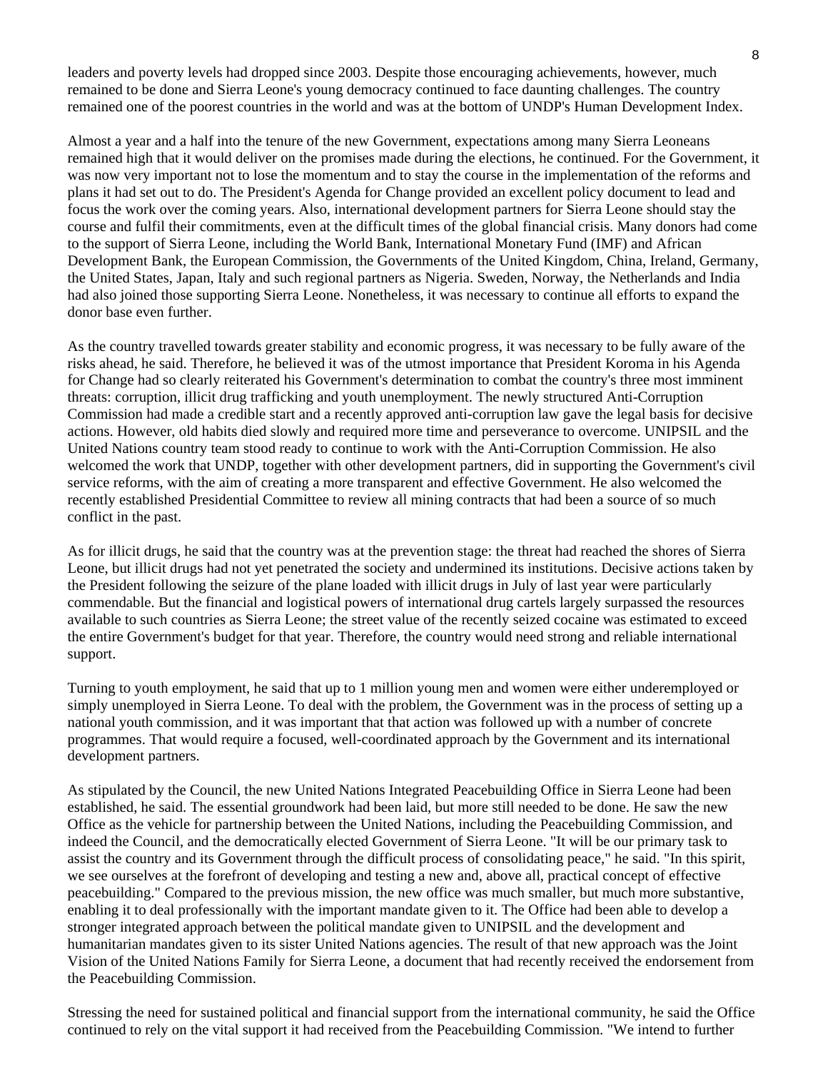leaders and poverty levels had dropped since 2003. Despite those encouraging achievements, however, much remained to be done and Sierra Leone's young democracy continued to face daunting challenges. The country remained one of the poorest countries in the world and was at the bottom of UNDP's Human Development Index.

Almost a year and a half into the tenure of the new Government, expectations among many Sierra Leoneans remained high that it would deliver on the promises made during the elections, he continued. For the Government, it was now very important not to lose the momentum and to stay the course in the implementation of the reforms and plans it had set out to do. The President's Agenda for Change provided an excellent policy document to lead and focus the work over the coming years. Also, international development partners for Sierra Leone should stay the course and fulfil their commitments, even at the difficult times of the global financial crisis. Many donors had come to the support of Sierra Leone, including the World Bank, International Monetary Fund (IMF) and African Development Bank, the European Commission, the Governments of the United Kingdom, China, Ireland, Germany, the United States, Japan, Italy and such regional partners as Nigeria. Sweden, Norway, the Netherlands and India had also joined those supporting Sierra Leone. Nonetheless, it was necessary to continue all efforts to expand the donor base even further.

As the country travelled towards greater stability and economic progress, it was necessary to be fully aware of the risks ahead, he said. Therefore, he believed it was of the utmost importance that President Koroma in his Agenda for Change had so clearly reiterated his Government's determination to combat the country's three most imminent threats: corruption, illicit drug trafficking and youth unemployment. The newly structured Anti-Corruption Commission had made a credible start and a recently approved anti-corruption law gave the legal basis for decisive actions. However, old habits died slowly and required more time and perseverance to overcome. UNIPSIL and the United Nations country team stood ready to continue to work with the Anti-Corruption Commission. He also welcomed the work that UNDP, together with other development partners, did in supporting the Government's civil service reforms, with the aim of creating a more transparent and effective Government. He also welcomed the recently established Presidential Committee to review all mining contracts that had been a source of so much conflict in the past.

As for illicit drugs, he said that the country was at the prevention stage: the threat had reached the shores of Sierra Leone, but illicit drugs had not yet penetrated the society and undermined its institutions. Decisive actions taken by the President following the seizure of the plane loaded with illicit drugs in July of last year were particularly commendable. But the financial and logistical powers of international drug cartels largely surpassed the resources available to such countries as Sierra Leone; the street value of the recently seized cocaine was estimated to exceed the entire Government's budget for that year. Therefore, the country would need strong and reliable international support.

Turning to youth employment, he said that up to 1 million young men and women were either underemployed or simply unemployed in Sierra Leone. To deal with the problem, the Government was in the process of setting up a national youth commission, and it was important that that action was followed up with a number of concrete programmes. That would require a focused, well-coordinated approach by the Government and its international development partners.

As stipulated by the Council, the new United Nations Integrated Peacebuilding Office in Sierra Leone had been established, he said. The essential groundwork had been laid, but more still needed to be done. He saw the new Office as the vehicle for partnership between the United Nations, including the Peacebuilding Commission, and indeed the Council, and the democratically elected Government of Sierra Leone. "It will be our primary task to assist the country and its Government through the difficult process of consolidating peace," he said. "In this spirit, we see ourselves at the forefront of developing and testing a new and, above all, practical concept of effective peacebuilding." Compared to the previous mission, the new office was much smaller, but much more substantive, enabling it to deal professionally with the important mandate given to it. The Office had been able to develop a stronger integrated approach between the political mandate given to UNIPSIL and the development and humanitarian mandates given to its sister United Nations agencies. The result of that new approach was the Joint Vision of the United Nations Family for Sierra Leone, a document that had recently received the endorsement from the Peacebuilding Commission.

Stressing the need for sustained political and financial support from the international community, he said the Office continued to rely on the vital support it had received from the Peacebuilding Commission. "We intend to further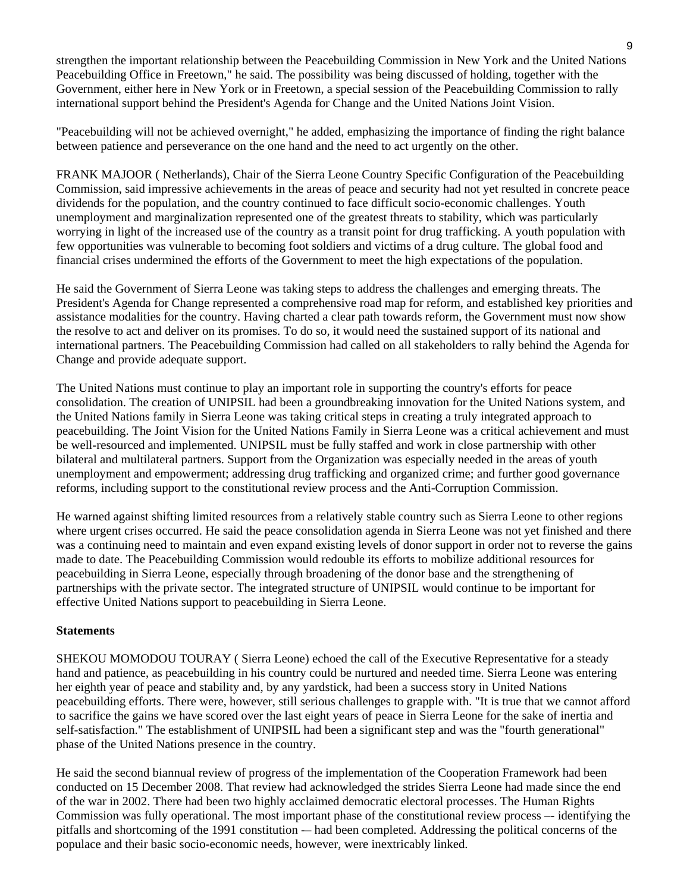strengthen the important relationship between the Peacebuilding Commission in New York and the United Nations Peacebuilding Office in Freetown," he said. The possibility was being discussed of holding, together with the Government, either here in New York or in Freetown, a special session of the Peacebuilding Commission to rally international support behind the President's Agenda for Change and the United Nations Joint Vision.

"Peacebuilding will not be achieved overnight," he added, emphasizing the importance of finding the right balance between patience and perseverance on the one hand and the need to act urgently on the other.

FRANK MAJOOR ( Netherlands), Chair of the Sierra Leone Country Specific Configuration of the Peacebuilding Commission, said impressive achievements in the areas of peace and security had not yet resulted in concrete peace dividends for the population, and the country continued to face difficult socio-economic challenges. Youth unemployment and marginalization represented one of the greatest threats to stability, which was particularly worrying in light of the increased use of the country as a transit point for drug trafficking. A youth population with few opportunities was vulnerable to becoming foot soldiers and victims of a drug culture. The global food and financial crises undermined the efforts of the Government to meet the high expectations of the population.

He said the Government of Sierra Leone was taking steps to address the challenges and emerging threats. The President's Agenda for Change represented a comprehensive road map for reform, and established key priorities and assistance modalities for the country. Having charted a clear path towards reform, the Government must now show the resolve to act and deliver on its promises. To do so, it would need the sustained support of its national and international partners. The Peacebuilding Commission had called on all stakeholders to rally behind the Agenda for Change and provide adequate support.

The United Nations must continue to play an important role in supporting the country's efforts for peace consolidation. The creation of UNIPSIL had been a groundbreaking innovation for the United Nations system, and the United Nations family in Sierra Leone was taking critical steps in creating a truly integrated approach to peacebuilding. The Joint Vision for the United Nations Family in Sierra Leone was a critical achievement and must be well-resourced and implemented. UNIPSIL must be fully staffed and work in close partnership with other bilateral and multilateral partners. Support from the Organization was especially needed in the areas of youth unemployment and empowerment; addressing drug trafficking and organized crime; and further good governance reforms, including support to the constitutional review process and the Anti-Corruption Commission.

He warned against shifting limited resources from a relatively stable country such as Sierra Leone to other regions where urgent crises occurred. He said the peace consolidation agenda in Sierra Leone was not yet finished and there was a continuing need to maintain and even expand existing levels of donor support in order not to reverse the gains made to date. The Peacebuilding Commission would redouble its efforts to mobilize additional resources for peacebuilding in Sierra Leone, especially through broadening of the donor base and the strengthening of partnerships with the private sector. The integrated structure of UNIPSIL would continue to be important for effective United Nations support to peacebuilding in Sierra Leone.

**Statements**

SHEKOU MOMODOU TOURAY ( Sierra Leone) echoed the call of the Executive Representative for a steady hand and patience, as peacebuilding in his country could be nurtured and needed time. Sierra Leone was entering her eighth year of peace and stability and, by any yardstick, had been a success story in United Nations peacebuilding efforts. There were, however, still serious challenges to grapple with. "It is true that we cannot afford to sacrifice the gains we have scored over the last eight years of peace in Sierra Leone for the sake of inertia and self-satisfaction." The establishment of UNIPSIL had been a significant step and was the "fourth generational" phase of the United Nations presence in the country.

He said the second biannual review of progress of the implementation of the Cooperation Framework had been conducted on 15 December 2008. That review had acknowledged the strides Sierra Leone had made since the end of the war in 2002. There had been two highly acclaimed democratic electoral processes. The Human Rights Commission was fully operational. The most important phase of the constitutional review process –- identifying the pitfalls and shortcoming of the 1991 constitution -– had been completed. Addressing the political concerns of the populace and their basic socio-economic needs, however, were inextricably linked.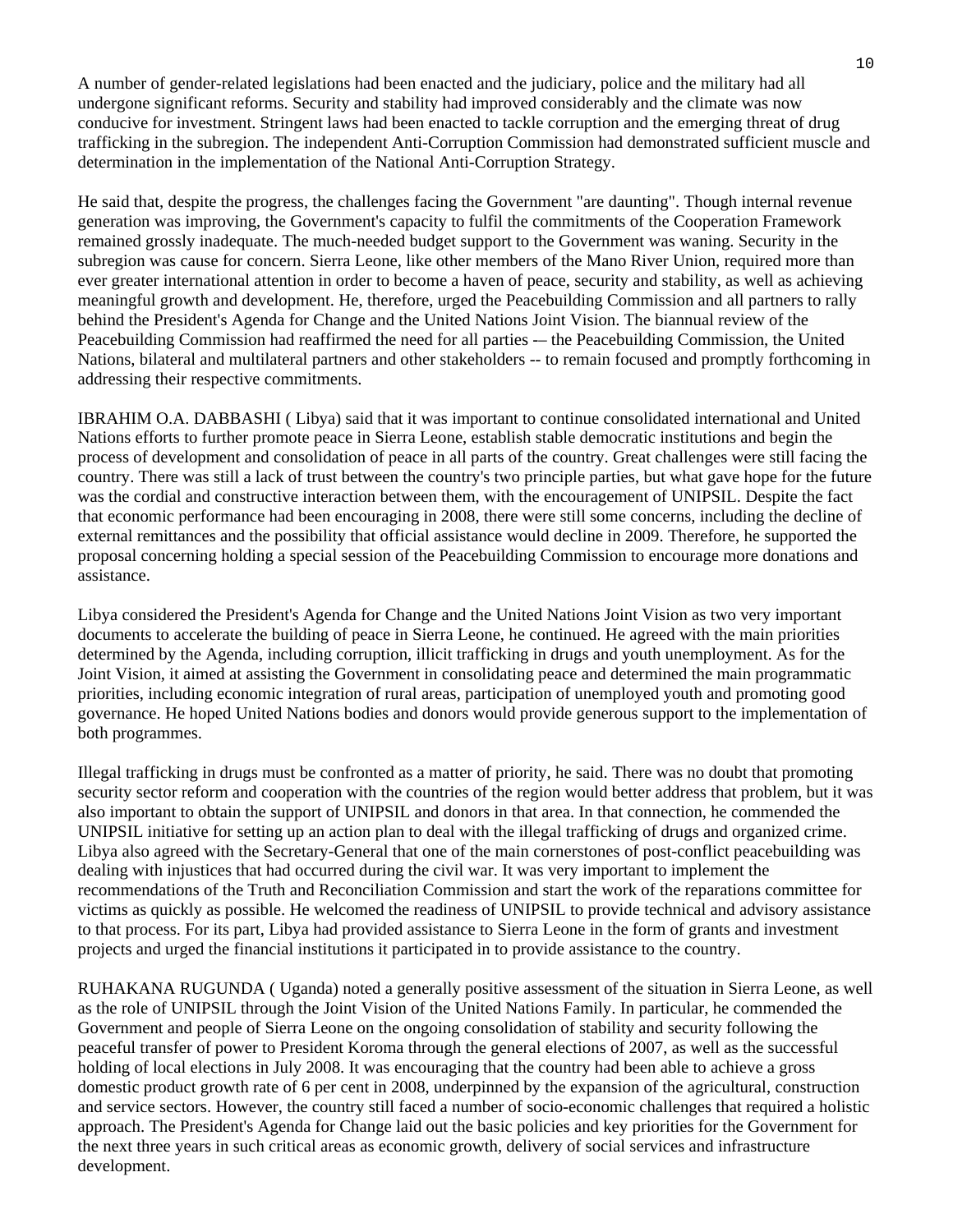A number of gender-related legislations had been enacted and the judiciary, police and the military had all undergone significant reforms. Security and stability had improved considerably and the climate was now conducive for investment. Stringent laws had been enacted to tackle corruption and the emerging threat of drug trafficking in the subregion. The independent Anti-Corruption Commission had demonstrated sufficient muscle and determination in the implementation of the National Anti-Corruption Strategy.

He said that, despite the progress, the challenges facing the Government "are daunting". Though internal revenue generation was improving, the Government's capacity to fulfil the commitments of the Cooperation Framework remained grossly inadequate. The much-needed budget support to the Government was waning. Security in the subregion was cause for concern. Sierra Leone, like other members of the Mano River Union, required more than ever greater international attention in order to become a haven of peace, security and stability, as well as achieving meaningful growth and development. He, therefore, urged the Peacebuilding Commission and all partners to rally behind the President's Agenda for Change and the United Nations Joint Vision. The biannual review of the Peacebuilding Commission had reaffirmed the need for all parties -– the Peacebuilding Commission, the United Nations, bilateral and multilateral partners and other stakeholders -- to remain focused and promptly forthcoming in addressing their respective commitments.

IBRAHIM O.A. DABBASHI ( Libya) said that it was important to continue consolidated international and United Nations efforts to further promote peace in Sierra Leone, establish stable democratic institutions and begin the process of development and consolidation of peace in all parts of the country. Great challenges were still facing the country. There was still a lack of trust between the country's two principle parties, but what gave hope for the future was the cordial and constructive interaction between them, with the encouragement of UNIPSIL. Despite the fact that economic performance had been encouraging in 2008, there were still some concerns, including the decline of external remittances and the possibility that official assistance would decline in 2009. Therefore, he supported the proposal concerning holding a special session of the Peacebuilding Commission to encourage more donations and assistance.

Libya considered the President's Agenda for Change and the United Nations Joint Vision as two very important documents to accelerate the building of peace in Sierra Leone, he continued. He agreed with the main priorities determined by the Agenda, including corruption, illicit trafficking in drugs and youth unemployment. As for the Joint Vision, it aimed at assisting the Government in consolidating peace and determined the main programmatic priorities, including economic integration of rural areas, participation of unemployed youth and promoting good governance. He hoped United Nations bodies and donors would provide generous support to the implementation of both programmes.

Illegal trafficking in drugs must be confronted as a matter of priority, he said. There was no doubt that promoting security sector reform and cooperation with the countries of the region would better address that problem, but it was also important to obtain the support of UNIPSIL and donors in that area. In that connection, he commended the UNIPSIL initiative for setting up an action plan to deal with the illegal trafficking of drugs and organized crime. Libya also agreed with the Secretary-General that one of the main cornerstones of post-conflict peacebuilding was dealing with injustices that had occurred during the civil war. It was very important to implement the recommendations of the Truth and Reconciliation Commission and start the work of the reparations committee for victims as quickly as possible. He welcomed the readiness of UNIPSIL to provide technical and advisory assistance to that process. For its part, Libya had provided assistance to Sierra Leone in the form of grants and investment projects and urged the financial institutions it participated in to provide assistance to the country.

RUHAKANA RUGUNDA ( Uganda) noted a generally positive assessment of the situation in Sierra Leone, as well as the role of UNIPSIL through the Joint Vision of the United Nations Family. In particular, he commended the Government and people of Sierra Leone on the ongoing consolidation of stability and security following the peaceful transfer of power to President Koroma through the general elections of 2007, as well as the successful holding of local elections in July 2008. It was encouraging that the country had been able to achieve a gross domestic product growth rate of 6 per cent in 2008, underpinned by the expansion of the agricultural, construction and service sectors. However, the country still faced a number of socio-economic challenges that required a holistic approach. The President's Agenda for Change laid out the basic policies and key priorities for the Government for the next three years in such critical areas as economic growth, delivery of social services and infrastructure development.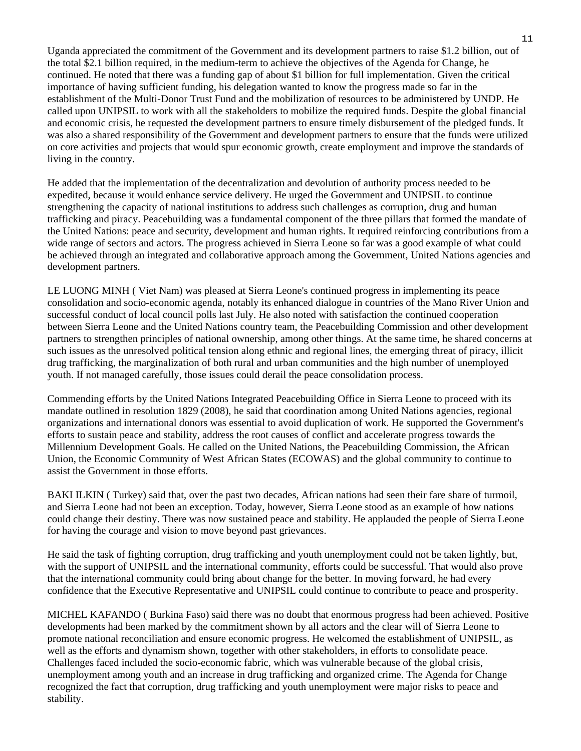Uganda appreciated the commitment of the Government and its development partners to raise $1.2 billion, out of the total $2.1 billion required, in the medium-term to achieve the objectives of the Agenda for Change, he continued. He noted that there was a funding gap of about $1 billion for full implementation. Given the critical importance of having sufficient funding, his delegation wanted to know the progress made so far in the establishment of the Multi-Donor Trust Fund and the mobilization of resources to be administered by UNDP. He called upon UNIPSIL to work with all the stakeholders to mobilize the required funds. Despite the global financial and economic crisis, he requested the development partners to ensure timely disbursement of the pledged funds. It was also a shared responsibility of the Government and development partners to ensure that the funds were utilized on core activities and projects that would spur economic growth, create employment and improve the standards of living in the country.

He added that the implementation of the decentralization and devolution of authority process needed to be expedited, because it would enhance service delivery. He urged the Government and UNIPSIL to continue strengthening the capacity of national institutions to address such challenges as corruption, drug and human trafficking and piracy. Peacebuilding was a fundamental component of the three pillars that formed the mandate of the United Nations: peace and security, development and human rights. It required reinforcing contributions from a wide range of sectors and actors. The progress achieved in Sierra Leone so far was a good example of what could be achieved through an integrated and collaborative approach among the Government, United Nations agencies and development partners.

LE LUONG MINH ( Viet Nam) was pleased at Sierra Leone's continued progress in implementing its peace consolidation and socio-economic agenda, notably its enhanced dialogue in countries of the Mano River Union and successful conduct of local council polls last July. He also noted with satisfaction the continued cooperation between Sierra Leone and the United Nations country team, the Peacebuilding Commission and other development partners to strengthen principles of national ownership, among other things. At the same time, he shared concerns at such issues as the unresolved political tension along ethnic and regional lines, the emerging threat of piracy, illicit drug trafficking, the marginalization of both rural and urban communities and the high number of unemployed youth. If not managed carefully, those issues could derail the peace consolidation process.

Commending efforts by the United Nations Integrated Peacebuilding Office in Sierra Leone to proceed with its mandate outlined in resolution 1829 (2008), he said that coordination among United Nations agencies, regional organizations and international donors was essential to avoid duplication of work. He supported the Government's efforts to sustain peace and stability, address the root causes of conflict and accelerate progress towards the Millennium Development Goals. He called on the United Nations, the Peacebuilding Commission, the African Union, the Economic Community of West African States (ECOWAS) and the global community to continue to assist the Government in those efforts.

BAKI ILKIN ( Turkey) said that, over the past two decades, African nations had seen their fare share of turmoil, and Sierra Leone had not been an exception. Today, however, Sierra Leone stood as an example of how nations could change their destiny. There was now sustained peace and stability. He applauded the people of Sierra Leone for having the courage and vision to move beyond past grievances.

He said the task of fighting corruption, drug trafficking and youth unemployment could not be taken lightly, but, with the support of UNIPSIL and the international community, efforts could be successful. That would also prove that the international community could bring about change for the better. In moving forward, he had every confidence that the Executive Representative and UNIPSIL could continue to contribute to peace and prosperity.

MICHEL KAFANDO ( Burkina Faso) said there was no doubt that enormous progress had been achieved. Positive developments had been marked by the commitment shown by all actors and the clear will of Sierra Leone to promote national reconciliation and ensure economic progress. He welcomed the establishment of UNIPSIL, as well as the efforts and dynamism shown, together with other stakeholders, in efforts to consolidate peace. Challenges faced included the socio-economic fabric, which was vulnerable because of the global crisis, unemployment among youth and an increase in drug trafficking and organized crime. The Agenda for Change recognized the fact that corruption, drug trafficking and youth unemployment were major risks to peace and stability.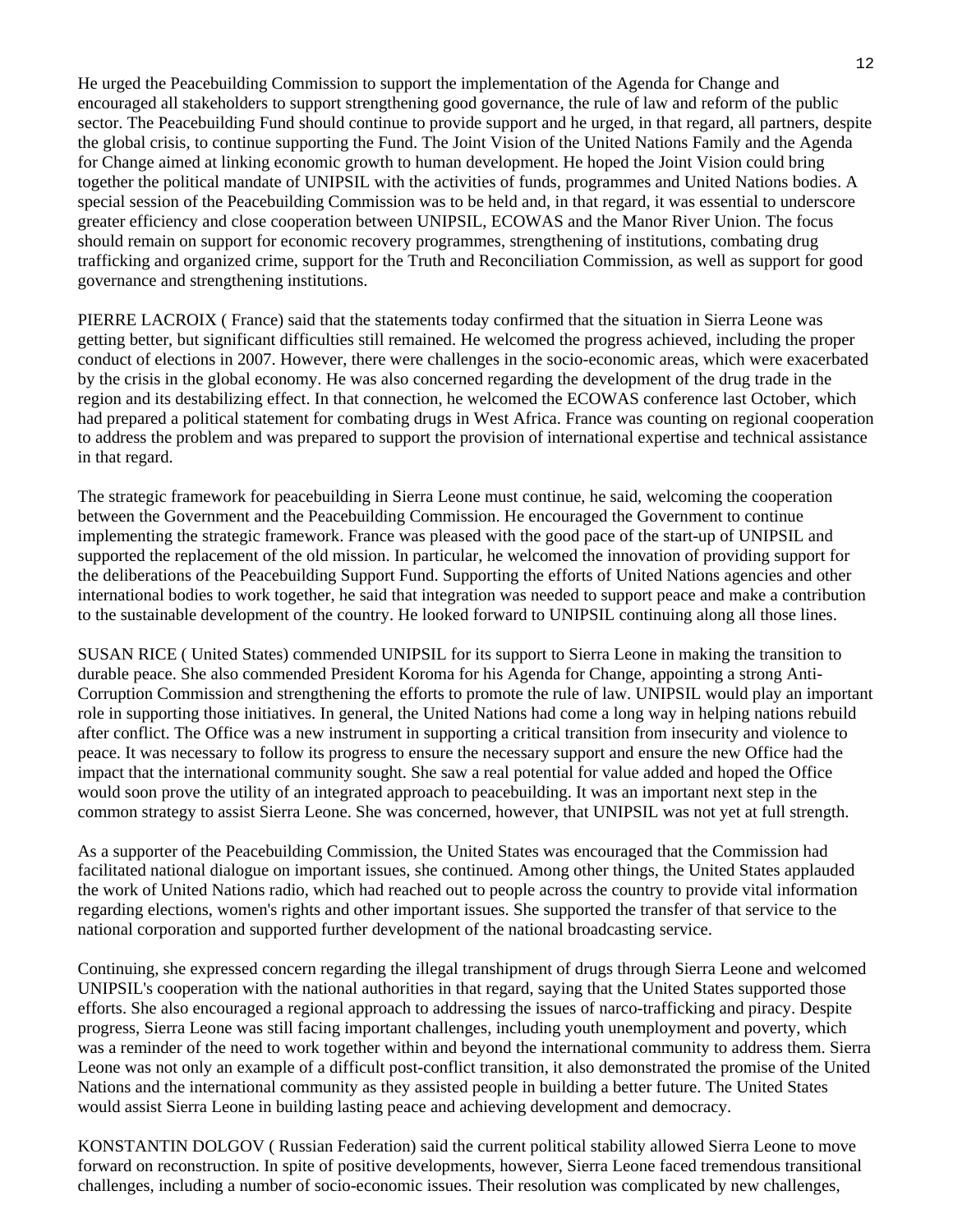He urged the Peacebuilding Commission to support the implementation of the Agenda for Change and encouraged all stakeholders to support strengthening good governance, the rule of law and reform of the public sector. The Peacebuilding Fund should continue to provide support and he urged, in that regard, all partners, despite the global crisis, to continue supporting the Fund. The Joint Vision of the United Nations Family and the Agenda for Change aimed at linking economic growth to human development. He hoped the Joint Vision could bring together the political mandate of UNIPSIL with the activities of funds, programmes and United Nations bodies. A special session of the Peacebuilding Commission was to be held and, in that regard, it was essential to underscore greater efficiency and close cooperation between UNIPSIL, ECOWAS and the Manor River Union. The focus should remain on support for economic recovery programmes, strengthening of institutions, combating drug trafficking and organized crime, support for the Truth and Reconciliation Commission, as well as support for good governance and strengthening institutions.

PIERRE LACROIX ( France) said that the statements today confirmed that the situation in Sierra Leone was getting better, but significant difficulties still remained. He welcomed the progress achieved, including the proper conduct of elections in 2007. However, there were challenges in the socio-economic areas, which were exacerbated by the crisis in the global economy. He was also concerned regarding the development of the drug trade in the region and its destabilizing effect. In that connection, he welcomed the ECOWAS conference last October, which had prepared a political statement for combating drugs in West Africa. France was counting on regional cooperation to address the problem and was prepared to support the provision of international expertise and technical assistance in that regard.

The strategic framework for peacebuilding in Sierra Leone must continue, he said, welcoming the cooperation between the Government and the Peacebuilding Commission. He encouraged the Government to continue implementing the strategic framework. France was pleased with the good pace of the start-up of UNIPSIL and supported the replacement of the old mission. In particular, he welcomed the innovation of providing support for the deliberations of the Peacebuilding Support Fund. Supporting the efforts of United Nations agencies and other international bodies to work together, he said that integration was needed to support peace and make a contribution to the sustainable development of the country. He looked forward to UNIPSIL continuing along all those lines.

SUSAN RICE ( United States) commended UNIPSIL for its support to Sierra Leone in making the transition to durable peace. She also commended President Koroma for his Agenda for Change, appointing a strong Anti-Corruption Commission and strengthening the efforts to promote the rule of law. UNIPSIL would play an important role in supporting those initiatives. In general, the United Nations had come a long way in helping nations rebuild after conflict. The Office was a new instrument in supporting a critical transition from insecurity and violence to peace. It was necessary to follow its progress to ensure the necessary support and ensure the new Office had the impact that the international community sought. She saw a real potential for value added and hoped the Office would soon prove the utility of an integrated approach to peacebuilding. It was an important next step in the common strategy to assist Sierra Leone. She was concerned, however, that UNIPSIL was not yet at full strength.

As a supporter of the Peacebuilding Commission, the United States was encouraged that the Commission had facilitated national dialogue on important issues, she continued. Among other things, the United States applauded the work of United Nations radio, which had reached out to people across the country to provide vital information regarding elections, women's rights and other important issues. She supported the transfer of that service to the national corporation and supported further development of the national broadcasting service.

Continuing, she expressed concern regarding the illegal transhipment of drugs through Sierra Leone and welcomed UNIPSIL's cooperation with the national authorities in that regard, saying that the United States supported those efforts. She also encouraged a regional approach to addressing the issues of narco-trafficking and piracy. Despite progress, Sierra Leone was still facing important challenges, including youth unemployment and poverty, which was a reminder of the need to work together within and beyond the international community to address them. Sierra Leone was not only an example of a difficult post-conflict transition, it also demonstrated the promise of the United Nations and the international community as they assisted people in building a better future. The United States would assist Sierra Leone in building lasting peace and achieving development and democracy.

KONSTANTIN DOLGOV ( Russian Federation) said the current political stability allowed Sierra Leone to move forward on reconstruction. In spite of positive developments, however, Sierra Leone faced tremendous transitional challenges, including a number of socio-economic issues. Their resolution was complicated by new challenges,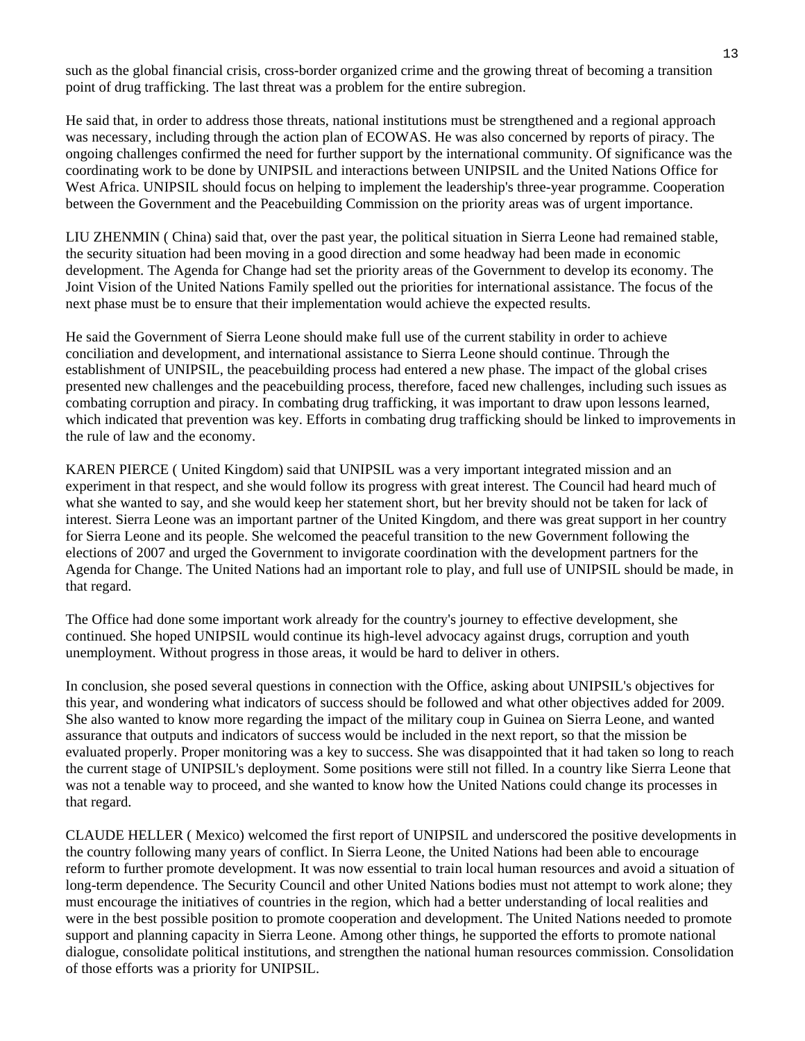such as the global financial crisis, cross-border organized crime and the growing threat of becoming a transition point of drug trafficking. The last threat was a problem for the entire subregion.

He said that, in order to address those threats, national institutions must be strengthened and a regional approach was necessary, including through the action plan of ECOWAS. He was also concerned by reports of piracy. The ongoing challenges confirmed the need for further support by the international community. Of significance was the coordinating work to be done by UNIPSIL and interactions between UNIPSIL and the United Nations Office for West Africa. UNIPSIL should focus on helping to implement the leadership's three-year programme. Cooperation between the Government and the Peacebuilding Commission on the priority areas was of urgent importance.

LIU ZHENMIN ( China) said that, over the past year, the political situation in Sierra Leone had remained stable, the security situation had been moving in a good direction and some headway had been made in economic development. The Agenda for Change had set the priority areas of the Government to develop its economy. The Joint Vision of the United Nations Family spelled out the priorities for international assistance. The focus of the next phase must be to ensure that their implementation would achieve the expected results.

He said the Government of Sierra Leone should make full use of the current stability in order to achieve conciliation and development, and international assistance to Sierra Leone should continue. Through the establishment of UNIPSIL, the peacebuilding process had entered a new phase. The impact of the global crises presented new challenges and the peacebuilding process, therefore, faced new challenges, including such issues as combating corruption and piracy. In combating drug trafficking, it was important to draw upon lessons learned, which indicated that prevention was key. Efforts in combating drug trafficking should be linked to improvements in the rule of law and the economy.

KAREN PIERCE ( United Kingdom) said that UNIPSIL was a very important integrated mission and an experiment in that respect, and she would follow its progress with great interest. The Council had heard much of what she wanted to say, and she would keep her statement short, but her brevity should not be taken for lack of interest. Sierra Leone was an important partner of the United Kingdom, and there was great support in her country for Sierra Leone and its people. She welcomed the peaceful transition to the new Government following the elections of 2007 and urged the Government to invigorate coordination with the development partners for the Agenda for Change. The United Nations had an important role to play, and full use of UNIPSIL should be made, in that regard.

The Office had done some important work already for the country's journey to effective development, she continued. She hoped UNIPSIL would continue its high-level advocacy against drugs, corruption and youth unemployment. Without progress in those areas, it would be hard to deliver in others.

In conclusion, she posed several questions in connection with the Office, asking about UNIPSIL's objectives for this year, and wondering what indicators of success should be followed and what other objectives added for 2009. She also wanted to know more regarding the impact of the military coup in Guinea on Sierra Leone, and wanted assurance that outputs and indicators of success would be included in the next report, so that the mission be evaluated properly. Proper monitoring was a key to success. She was disappointed that it had taken so long to reach the current stage of UNIPSIL's deployment. Some positions were still not filled. In a country like Sierra Leone that was not a tenable way to proceed, and she wanted to know how the United Nations could change its processes in that regard.

CLAUDE HELLER ( Mexico) welcomed the first report of UNIPSIL and underscored the positive developments in the country following many years of conflict. In Sierra Leone, the United Nations had been able to encourage reform to further promote development. It was now essential to train local human resources and avoid a situation of long-term dependence. The Security Council and other United Nations bodies must not attempt to work alone; they must encourage the initiatives of countries in the region, which had a better understanding of local realities and were in the best possible position to promote cooperation and development. The United Nations needed to promote support and planning capacity in Sierra Leone. Among other things, he supported the efforts to promote national dialogue, consolidate political institutions, and strengthen the national human resources commission. Consolidation of those efforts was a priority for UNIPSIL.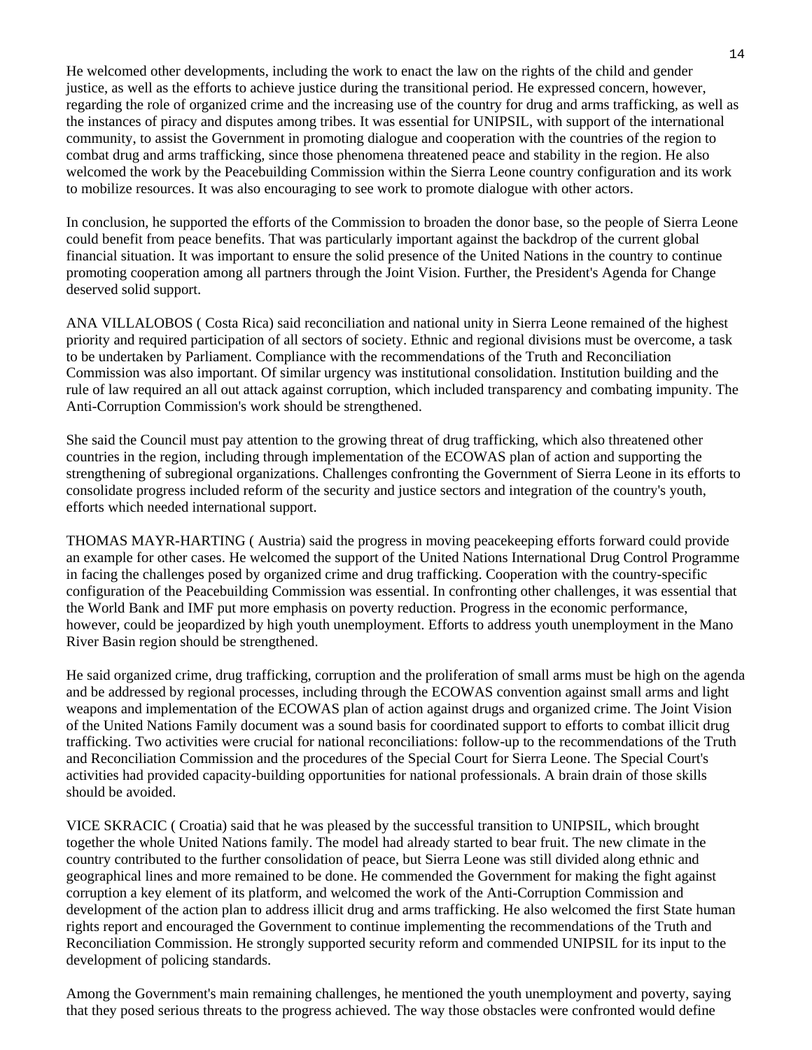He welcomed other developments, including the work to enact the law on the rights of the child and gender justice, as well as the efforts to achieve justice during the transitional period. He expressed concern, however, regarding the role of organized crime and the increasing use of the country for drug and arms trafficking, as well as the instances of piracy and disputes among tribes. It was essential for UNIPSIL, with support of the international community, to assist the Government in promoting dialogue and cooperation with the countries of the region to combat drug and arms trafficking, since those phenomena threatened peace and stability in the region. He also welcomed the work by the Peacebuilding Commission within the Sierra Leone country configuration and its work to mobilize resources. It was also encouraging to see work to promote dialogue with other actors.

In conclusion, he supported the efforts of the Commission to broaden the donor base, so the people of Sierra Leone could benefit from peace benefits. That was particularly important against the backdrop of the current global financial situation. It was important to ensure the solid presence of the United Nations in the country to continue promoting cooperation among all partners through the Joint Vision. Further, the President's Agenda for Change deserved solid support.

ANA VILLALOBOS ( Costa Rica) said reconciliation and national unity in Sierra Leone remained of the highest priority and required participation of all sectors of society. Ethnic and regional divisions must be overcome, a task to be undertaken by Parliament. Compliance with the recommendations of the Truth and Reconciliation Commission was also important. Of similar urgency was institutional consolidation. Institution building and the rule of law required an all out attack against corruption, which included transparency and combating impunity. The Anti-Corruption Commission's work should be strengthened.

She said the Council must pay attention to the growing threat of drug trafficking, which also threatened other countries in the region, including through implementation of the ECOWAS plan of action and supporting the strengthening of subregional organizations. Challenges confronting the Government of Sierra Leone in its efforts to consolidate progress included reform of the security and justice sectors and integration of the country's youth, efforts which needed international support.

THOMAS MAYR-HARTING ( Austria) said the progress in moving peacekeeping efforts forward could provide an example for other cases. He welcomed the support of the United Nations International Drug Control Programme in facing the challenges posed by organized crime and drug trafficking. Cooperation with the country-specific configuration of the Peacebuilding Commission was essential. In confronting other challenges, it was essential that the World Bank and IMF put more emphasis on poverty reduction. Progress in the economic performance, however, could be jeopardized by high youth unemployment. Efforts to address youth unemployment in the Mano River Basin region should be strengthened.

He said organized crime, drug trafficking, corruption and the proliferation of small arms must be high on the agenda and be addressed by regional processes, including through the ECOWAS convention against small arms and light weapons and implementation of the ECOWAS plan of action against drugs and organized crime. The Joint Vision of the United Nations Family document was a sound basis for coordinated support to efforts to combat illicit drug trafficking. Two activities were crucial for national reconciliations: follow-up to the recommendations of the Truth and Reconciliation Commission and the procedures of the Special Court for Sierra Leone. The Special Court's activities had provided capacity-building opportunities for national professionals. A brain drain of those skills should be avoided.

VICE SKRACIC ( Croatia) said that he was pleased by the successful transition to UNIPSIL, which brought together the whole United Nations family. The model had already started to bear fruit. The new climate in the country contributed to the further consolidation of peace, but Sierra Leone was still divided along ethnic and geographical lines and more remained to be done. He commended the Government for making the fight against corruption a key element of its platform, and welcomed the work of the Anti-Corruption Commission and development of the action plan to address illicit drug and arms trafficking. He also welcomed the first State human rights report and encouraged the Government to continue implementing the recommendations of the Truth and Reconciliation Commission. He strongly supported security reform and commended UNIPSIL for its input to the development of policing standards.

Among the Government's main remaining challenges, he mentioned the youth unemployment and poverty, saying that they posed serious threats to the progress achieved. The way those obstacles were confronted would define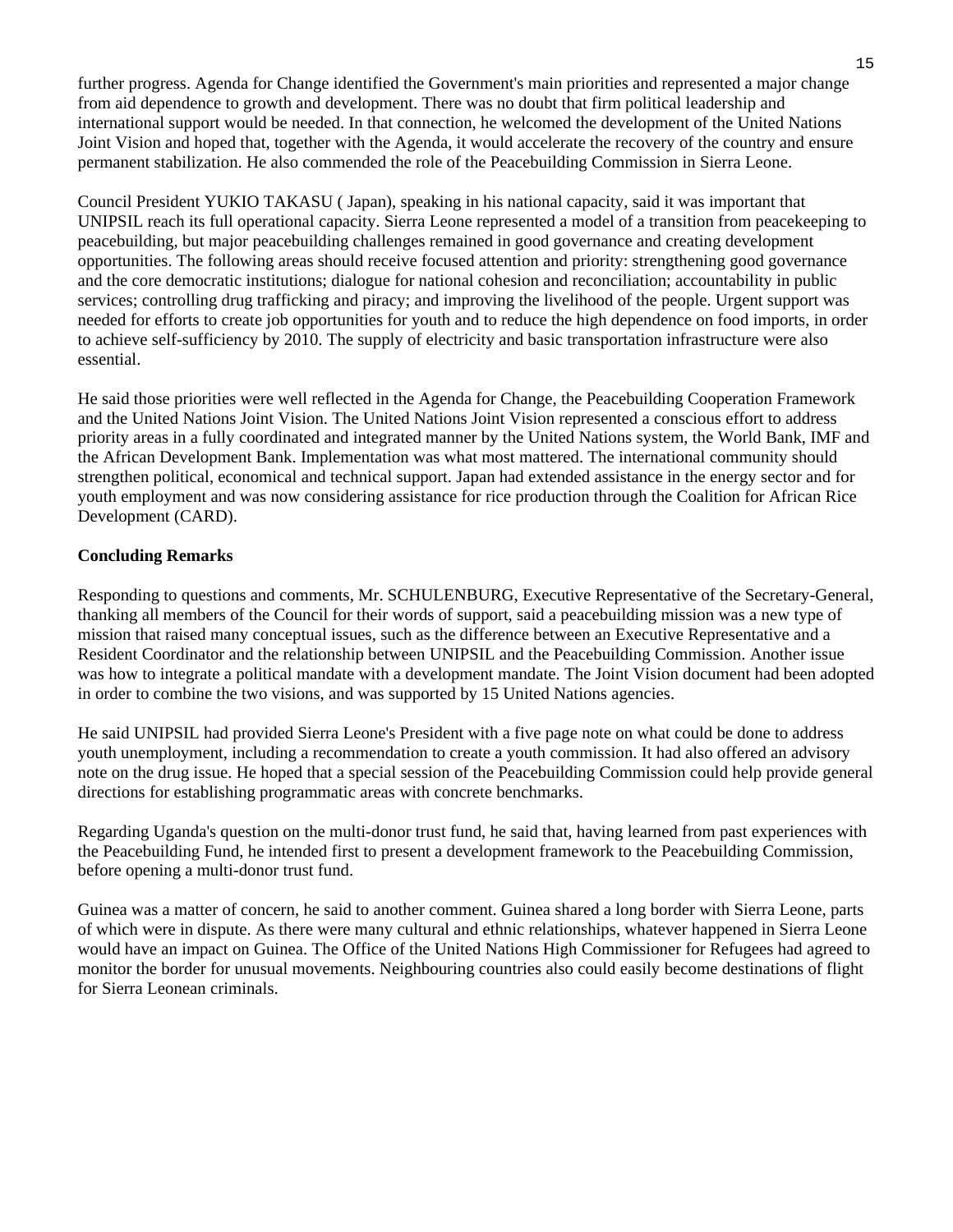further progress. Agenda for Change identified the Government's main priorities and represented a major change from aid dependence to growth and development. There was no doubt that firm political leadership and international support would be needed. In that connection, he welcomed the development of the United Nations Joint Vision and hoped that, together with the Agenda, it would accelerate the recovery of the country and ensure permanent stabilization. He also commended the role of the Peacebuilding Commission in Sierra Leone.

Council President YUKIO TAKASU ( Japan), speaking in his national capacity, said it was important that UNIPSIL reach its full operational capacity. Sierra Leone represented a model of a transition from peacekeeping to peacebuilding, but major peacebuilding challenges remained in good governance and creating development opportunities. The following areas should receive focused attention and priority: strengthening good governance and the core democratic institutions; dialogue for national cohesion and reconciliation; accountability in public services; controlling drug trafficking and piracy; and improving the livelihood of the people. Urgent support was needed for efforts to create job opportunities for youth and to reduce the high dependence on food imports, in order to achieve self-sufficiency by 2010. The supply of electricity and basic transportation infrastructure were also essential.

He said those priorities were well reflected in the Agenda for Change, the Peacebuilding Cooperation Framework and the United Nations Joint Vision. The United Nations Joint Vision represented a conscious effort to address priority areas in a fully coordinated and integrated manner by the United Nations system, the World Bank, IMF and the African Development Bank. Implementation was what most mattered. The international community should strengthen political, economical and technical support. Japan had extended assistance in the energy sector and for youth employment and was now considering assistance for rice production through the Coalition for African Rice Development (CARD).

**Concluding Remarks**

Responding to questions and comments, Mr. SCHULENBURG, Executive Representative of the Secretary-General, thanking all members of the Council for their words of support, said a peacebuilding mission was a new type of mission that raised many conceptual issues, such as the difference between an Executive Representative and a Resident Coordinator and the relationship between UNIPSIL and the Peacebuilding Commission. Another issue was how to integrate a political mandate with a development mandate. The Joint Vision document had been adopted in order to combine the two visions, and was supported by 15 United Nations agencies.

He said UNIPSIL had provided Sierra Leone's President with a five page note on what could be done to address youth unemployment, including a recommendation to create a youth commission. It had also offered an advisory note on the drug issue. He hoped that a special session of the Peacebuilding Commission could help provide general directions for establishing programmatic areas with concrete benchmarks.

Regarding Uganda's question on the multi-donor trust fund, he said that, having learned from past experiences with the Peacebuilding Fund, he intended first to present a development framework to the Peacebuilding Commission, before opening a multi-donor trust fund.

Guinea was a matter of concern, he said to another comment. Guinea shared a long border with Sierra Leone, parts of which were in dispute. As there were many cultural and ethnic relationships, whatever happened in Sierra Leone would have an impact on Guinea. The Office of the United Nations High Commissioner for Refugees had agreed to monitor the border for unusual movements. Neighbouring countries also could easily become destinations of flight for Sierra Leonean criminals.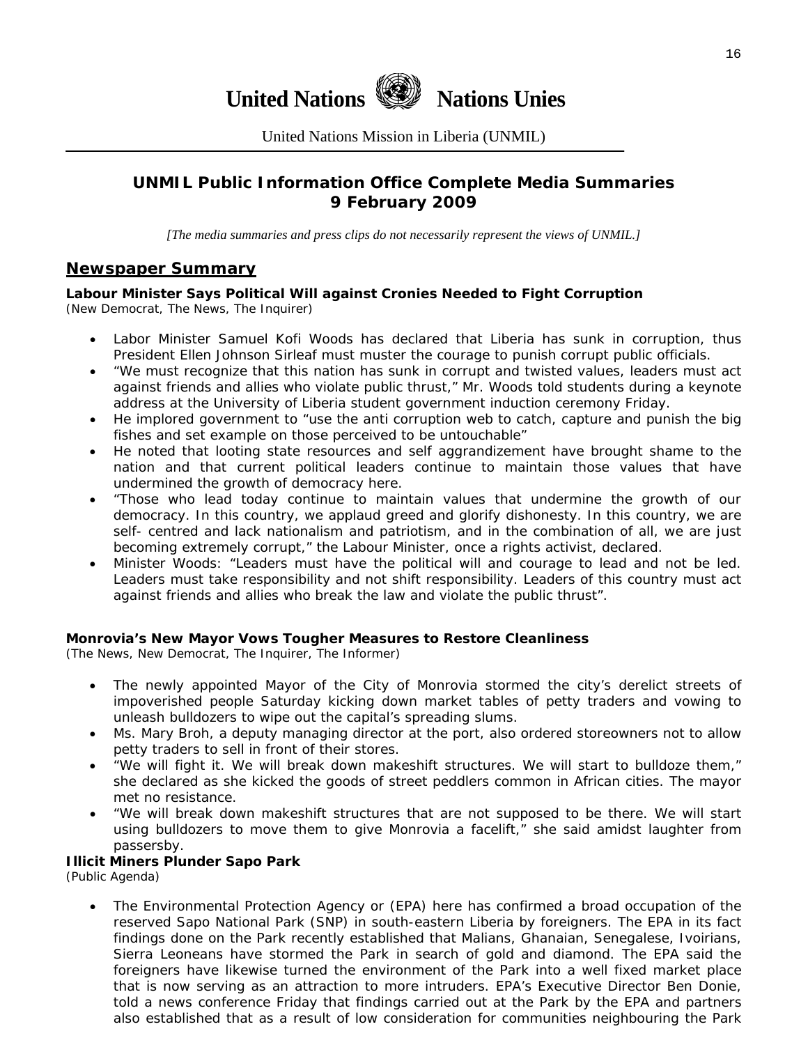# United Nations Nations Unies

United Nations Mission in Liberia (UNMIL)

## UNMIL Public Information Office Complete Media Summaries 9 February 2009

*[The media summaries and press clips do not necessarily represent the views of UNMIL.]*

## Newspaper Summary

**Labour Minister Says Political Will against Cronies Needed to Fight Corruption**
(New Democrat, The News, The Inquirer)

- Labor Minister Samuel Kofi Woods has declared that Liberia has sunk in corruption, thus President Ellen Johnson Sirleaf must muster the courage to punish corrupt public officials.
- "We must recognize that this nation has sunk in corrupt and twisted values, leaders must act against friends and allies who violate public thrust," Mr. Woods told students during a keynote address at the University of Liberia student government induction ceremony Friday.
- He implored government to "use the anti corruption web to catch, capture and punish the big fishes and set example on those perceived to be untouchable"
- He noted that looting state resources and self aggrandizement have brought shame to the nation and that current political leaders continue to maintain those values that have undermined the growth of democracy here.
- "Those who lead today continue to maintain values that undermine the growth of our democracy. In this country, we applaud greed and glorify dishonesty. In this country, we are self- centred and lack nationalism and patriotism, and in the combination of all, we are just becoming extremely corrupt," the Labour Minister, once a rights activist, declared.
- Minister Woods: "Leaders must have the political will and courage to lead and not be led. Leaders must take responsibility and not shift responsibility. Leaders of this country must act against friends and allies who break the law and violate the public thrust".

**Monrovia's New Mayor Vows Tougher Measures to Restore Cleanliness**
(The News, New Democrat, The Inquirer, The Informer)

- The newly appointed Mayor of the City of Monrovia stormed the city's derelict streets of impoverished people Saturday kicking down market tables of petty traders and vowing to unleash bulldozers to wipe out the capital's spreading slums.
- Ms. Mary Broh, a deputy managing director at the port, also ordered storeowners not to allow petty traders to sell in front of their stores.
- "We will fight it. We will break down makeshift structures. We will start to bulldoze them," she declared as she kicked the goods of street peddlers common in African cities. The mayor met no resistance.
- "We will break down makeshift structures that are not supposed to be there. We will start using bulldozers to move them to give Monrovia a facelift," she said amidst laughter from passersby.

**Illicit Miners Plunder Sapo Park**
(Public Agenda)

- The Environmental Protection Agency or (EPA) here has confirmed a broad occupation of the reserved Sapo National Park (SNP) in south-eastern Liberia by foreigners. The EPA in its fact findings done on the Park recently established that Malians, Ghanaian, Senegalese, Ivoirians, Sierra Leoneans have stormed the Park in search of gold and diamond. The EPA said the foreigners have likewise turned the environment of the Park into a well fixed market place that is now serving as an attraction to more intruders. EPA's Executive Director Ben Donie, told a news conference Friday that findings carried out at the Park by the EPA and partners also established that as a result of low consideration for communities neighbouring the Park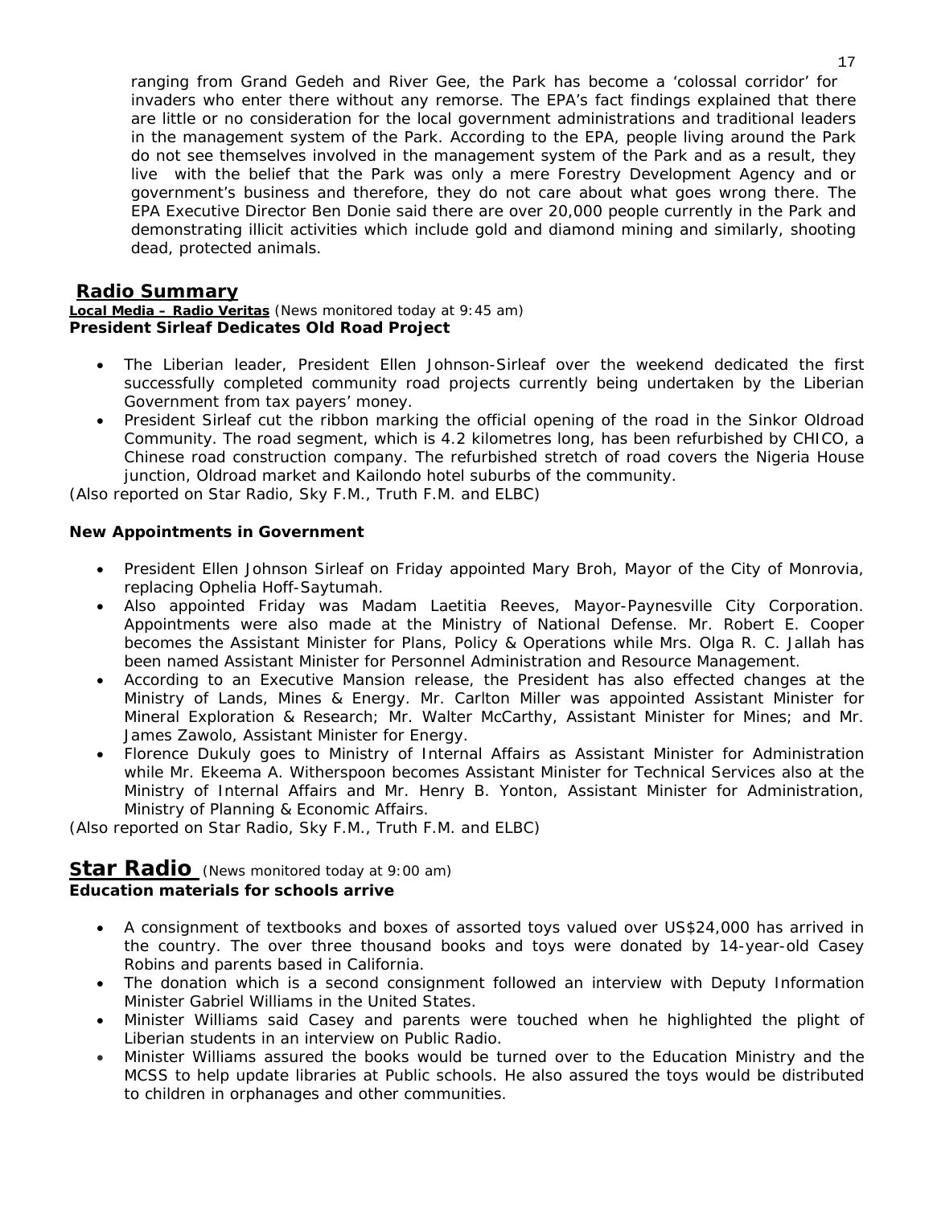ranging from Grand Gedeh and River Gee, the Park has become a 'colossal corridor' for invaders who enter there without any remorse. The EPA's fact findings explained that there are little or no consideration for the local government administrations and traditional leaders in the management system of the Park. According to the EPA, people living around the Park do not see themselves involved in the management system of the Park and as a result, they live with the belief that the Park was only a mere Forestry Development Agency and or government's business and therefore, they do not care about what goes wrong there. The EPA Executive Director Ben Donie said there are over 20,000 people currently in the Park and demonstrating illicit activities which include gold and diamond mining and similarly, shooting dead, protected animals.

## Radio Summary

**Local Media – Radio Veritas** (News monitored today at 9:45 am)

**President Sirleaf Dedicates Old Road Project**

- The Liberian leader, President Ellen Johnson-Sirleaf over the weekend dedicated the first successfully completed community road projects currently being undertaken by the Liberian Government from tax payers' money.
- President Sirleaf cut the ribbon marking the official opening of the road in the Sinkor Oldroad Community. The road segment, which is 4.2 kilometres long, has been refurbished by CHICO, a Chinese road construction company. The refurbished stretch of road covers the Nigeria House junction, Oldroad market and Kailondo hotel suburbs of the community.

*(Also reported on Star Radio, Sky F.M., Truth F.M. and ELBC)*

**New Appointments in Government**

- President Ellen Johnson Sirleaf on Friday appointed Mary Broh, Mayor of the City of Monrovia, replacing Ophelia Hoff-Saytumah.
- Also appointed Friday was Madam Laetitia Reeves, Mayor-Paynesville City Corporation. Appointments were also made at the Ministry of National Defense. Mr. Robert E. Cooper becomes the Assistant Minister for Plans, Policy & Operations while Mrs. Olga R. C. Jallah has been named Assistant Minister for Personnel Administration and Resource Management.
- According to an Executive Mansion release, the President has also effected changes at the Ministry of Lands, Mines & Energy. Mr. Carlton Miller was appointed Assistant Minister for Mineral Exploration & Research; Mr. Walter McCarthy, Assistant Minister for Mines; and Mr. James Zawolo, Assistant Minister for Energy.
- Florence Dukuly goes to Ministry of Internal Affairs as Assistant Minister for Administration while Mr. Ekeema A. Witherspoon becomes Assistant Minister for Technical Services also at the Ministry of Internal Affairs and Mr. Henry B. Yonton, Assistant Minister for Administration, Ministry of Planning & Economic Affairs.

*(Also reported on Star Radio, Sky F.M., Truth F.M. and ELBC)*

## Star Radio (News monitored today at 9:00 am)

**Education materials for schools arrive**

- A consignment of textbooks and boxes of assorted toys valued over US$24,000 has arrived in the country. The over three thousand books and toys were donated by 14-year-old Casey Robins and parents based in California.
- The donation which is a second consignment followed an interview with Deputy Information Minister Gabriel Williams in the United States.
- Minister Williams said Casey and parents were touched when he highlighted the plight of Liberian students in an interview on Public Radio.
- Minister Williams assured the books would be turned over to the Education Ministry and the MCSS to help update libraries at Public schools. He also assured the toys would be distributed to children in orphanages and other communities.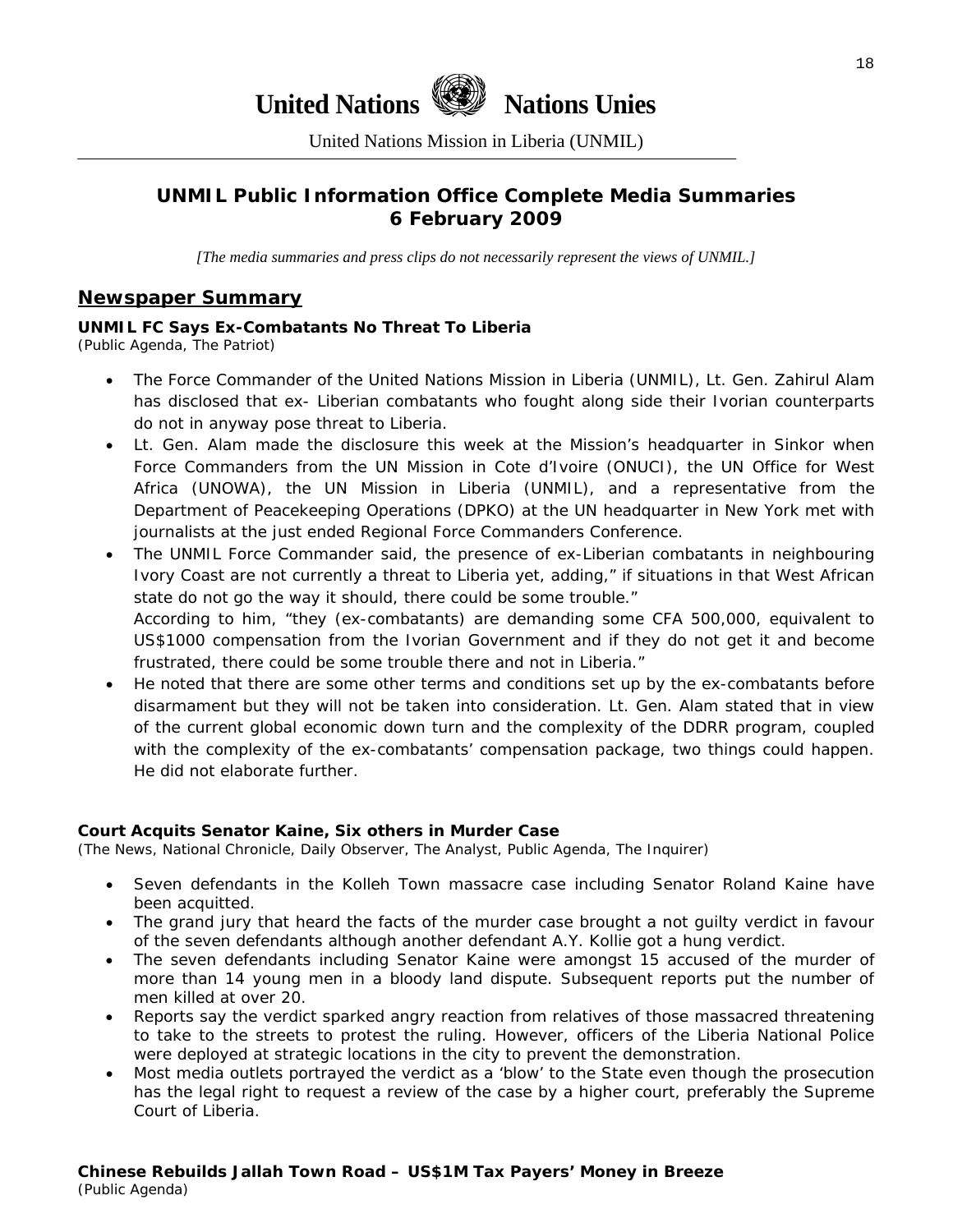# United Nations Nations Unies

United Nations Mission in Liberia (UNMIL)

## UNMIL Public Information Office Complete Media Summaries
## 6 February 2009

*[The media summaries and press clips do not necessarily represent the views of UNMIL.]*

## Newspaper Summary

### UNMIL FC Says Ex-Combatants No Threat To Liberia
(Public Agenda, The Patriot)

- The Force Commander of the United Nations Mission in Liberia (UNMIL), Lt. Gen. Zahirul Alam has disclosed that ex- Liberian combatants who fought along side their Ivorian counterparts do not in anyway pose threat to Liberia.
- Lt. Gen. Alam made the disclosure this week at the Mission's headquarter in Sinkor when Force Commanders from the UN Mission in Cote d'Ivoire (ONUCI), the UN Office for West Africa (UNOWA), the UN Mission in Liberia (UNMIL), and a representative from the Department of Peacekeeping Operations (DPKO) at the UN headquarter in New York met with journalists at the just ended Regional Force Commanders Conference.
- The UNMIL Force Commander said, the presence of ex-Liberian combatants in neighbouring Ivory Coast are not currently a threat to Liberia yet, adding," if situations in that West African state do not go the way it should, there could be some trouble."
  According to him, "they (ex-combatants) are demanding some CFA 500,000, equivalent to US$1000 compensation from the Ivorian Government and if they do not get it and become frustrated, there could be some trouble there and not in Liberia."
- He noted that there are some other terms and conditions set up by the ex-combatants before disarmament but they will not be taken into consideration. Lt. Gen. Alam stated that in view of the current global economic down turn and the complexity of the DDRR program, coupled with the complexity of the ex-combatants' compensation package, two things could happen. He did not elaborate further.

### Court Acquits Senator Kaine, Six others in Murder Case
(The News, National Chronicle, Daily Observer, The Analyst, Public Agenda, The Inquirer)

- Seven defendants in the Kolleh Town massacre case including Senator Roland Kaine have been acquitted.
- The grand jury that heard the facts of the murder case brought a not guilty verdict in favour of the seven defendants although another defendant A.Y. Kollie got a hung verdict.
- The seven defendants including Senator Kaine were amongst 15 accused of the murder of more than 14 young men in a bloody land dispute. Subsequent reports put the number of men killed at over 20.
- Reports say the verdict sparked angry reaction from relatives of those massacred threatening to take to the streets to protest the ruling. However, officers of the Liberia National Police were deployed at strategic locations in the city to prevent the demonstration.
- Most media outlets portrayed the verdict as a 'blow' to the State even though the prosecution has the legal right to request a review of the case by a higher court, preferably the Supreme Court of Liberia.

### Chinese Rebuilds Jallah Town Road – US$1M Tax Payers' Money in Breeze
(Public Agenda)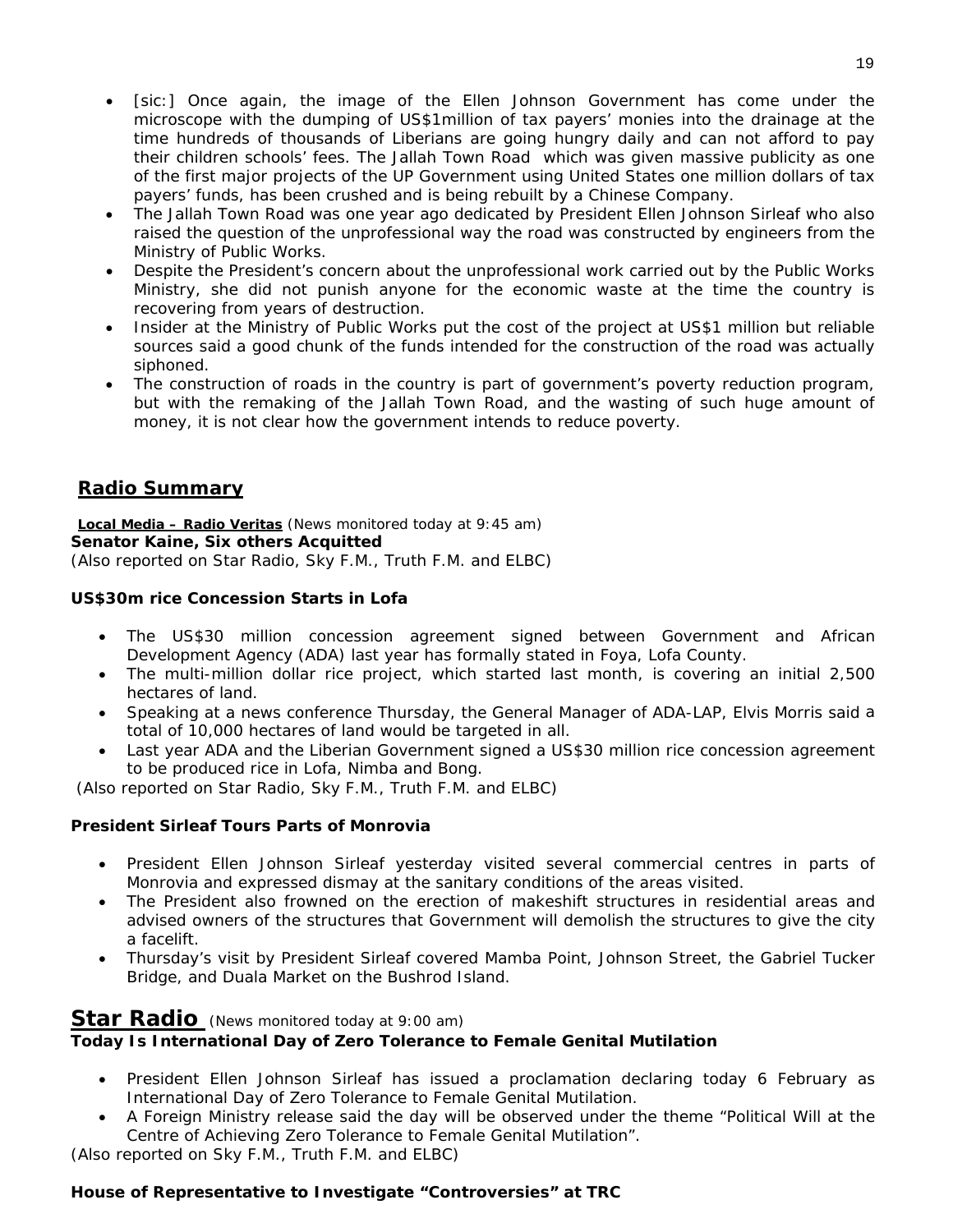- [sic:] Once again, the image of the Ellen Johnson Government has come under the microscope with the dumping of US$1million of tax payers' monies into the drainage at the time hundreds of thousands of Liberians are going hungry daily and can not afford to pay their children schools' fees. The Jallah Town Road which was given massive publicity as one of the first major projects of the UP Government using United States one million dollars of tax payers' funds, has been crushed and is being rebuilt by a Chinese Company.
- The Jallah Town Road was one year ago dedicated by President Ellen Johnson Sirleaf who also raised the question of the unprofessional way the road was constructed by engineers from the Ministry of Public Works.
- Despite the President's concern about the unprofessional work carried out by the Public Works Ministry, she did not punish anyone for the economic waste at the time the country is recovering from years of destruction.
- Insider at the Ministry of Public Works put the cost of the project at US$1 million but reliable sources said a good chunk of the funds intended for the construction of the road was actually siphoned.
- The construction of roads in the country is part of government's poverty reduction program, but with the remaking of the Jallah Town Road, and the wasting of such huge amount of money, it is not clear how the government intends to reduce poverty.

## Radio Summary

**Local Media – Radio Veritas** *(News monitored today at 9:45 am)*

**Senator Kaine, Six others Acquitted**

*(Also reported on Star Radio, Sky F.M., Truth F.M. and ELBC)*

**US$30m rice Concession Starts in Lofa**

- The US$30 million concession agreement signed between Government and African Development Agency (ADA) last year has formally stated in Foya, Lofa County.
- The multi-million dollar rice project, which started last month, is covering an initial 2,500 hectares of land.
- Speaking at a news conference Thursday, the General Manager of ADA-LAP, Elvis Morris said a total of 10,000 hectares of land would be targeted in all.
- Last year ADA and the Liberian Government signed a US$30 million rice concession agreement to be produced rice in Lofa, Nimba and Bong.

*(Also reported on Star Radio, Sky F.M., Truth F.M. and ELBC)*

**President Sirleaf Tours Parts of Monrovia**

- President Ellen Johnson Sirleaf yesterday visited several commercial centres in parts of Monrovia and expressed dismay at the sanitary conditions of the areas visited.
- The President also frowned on the erection of makeshift structures in residential areas and advised owners of the structures that Government will demolish the structures to give the city a facelift.
- Thursday's visit by President Sirleaf covered Mamba Point, Johnson Street, the Gabriel Tucker Bridge, and Duala Market on the Bushrod Island.

## Star Radio *(News monitored today at 9:00 am)*

**Today Is International Day of Zero Tolerance to Female Genital Mutilation**

- President Ellen Johnson Sirleaf has issued a proclamation declaring today 6 February as International Day of Zero Tolerance to Female Genital Mutilation.
- A Foreign Ministry release said the day will be observed under the theme "Political Will at the Centre of Achieving Zero Tolerance to Female Genital Mutilation".

*(Also reported on Sky F.M., Truth F.M. and ELBC)*

**House of Representative to Investigate "Controversies" at TRC**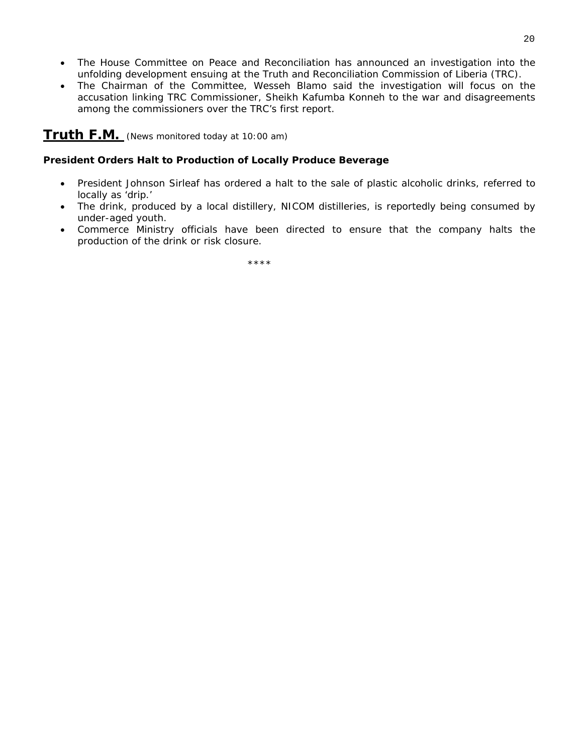- The House Committee on Peace and Reconciliation has announced an investigation into the unfolding development ensuing at the Truth and Reconciliation Commission of Liberia (TRC).
- The Chairman of the Committee, Wesseh Blamo said the investigation will focus on the accusation linking TRC Commissioner, Sheikh Kafumba Konneh to the war and disagreements among the commissioners over the TRC's first report.

## Truth F.M. *(News monitored today at 10:00 am)*

**President Orders Halt to Production of Locally Produce Beverage**

- President Johnson Sirleaf has ordered a halt to the sale of plastic alcoholic drinks, referred to locally as 'drip.'
- The drink, produced by a local distillery, NICOM distilleries, is reportedly being consumed by under-aged youth.
- Commerce Ministry officials have been directed to ensure that the company halts the production of the drink or risk closure.

****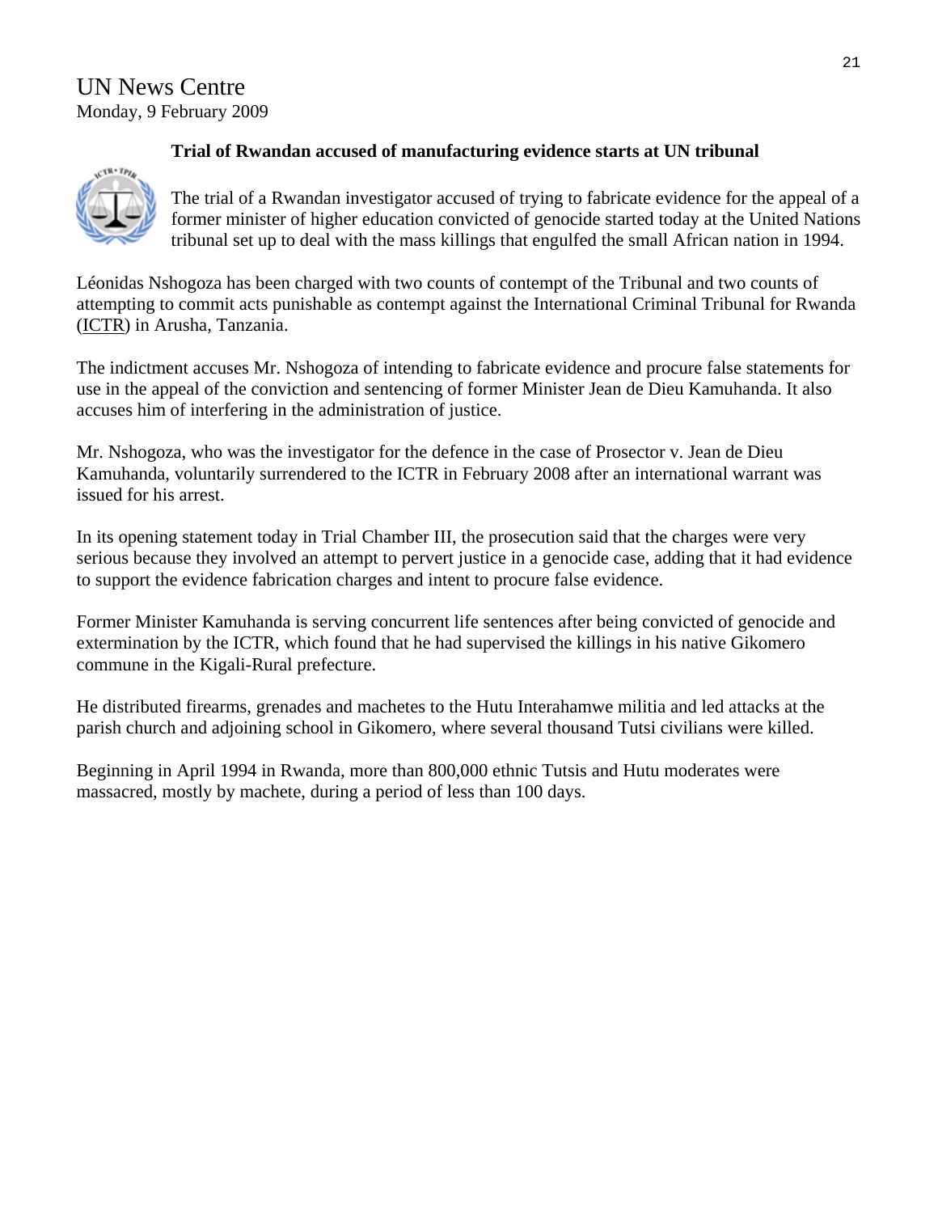UN News Centre
Monday, 9 February 2009

**Trial of Rwandan accused of manufacturing evidence starts at UN tribunal**

The trial of a Rwandan investigator accused of trying to fabricate evidence for the appeal of a former minister of higher education convicted of genocide started today at the United Nations tribunal set up to deal with the mass killings that engulfed the small African nation in 1994.

Léonidas Nshogoza has been charged with two counts of contempt of the Tribunal and two counts of attempting to commit acts punishable as contempt against the International Criminal Tribunal for Rwanda (ICTR) in Arusha, Tanzania.

The indictment accuses Mr. Nshogoza of intending to fabricate evidence and procure false statements for use in the appeal of the conviction and sentencing of former Minister Jean de Dieu Kamuhanda. It also accuses him of interfering in the administration of justice.

Mr. Nshogoza, who was the investigator for the defence in the case of Prosector v. Jean de Dieu Kamuhanda, voluntarily surrendered to the ICTR in February 2008 after an international warrant was issued for his arrest.

In its opening statement today in Trial Chamber III, the prosecution said that the charges were very serious because they involved an attempt to pervert justice in a genocide case, adding that it had evidence to support the evidence fabrication charges and intent to procure false evidence.

Former Minister Kamuhanda is serving concurrent life sentences after being convicted of genocide and extermination by the ICTR, which found that he had supervised the killings in his native Gikomero commune in the Kigali-Rural prefecture.

He distributed firearms, grenades and machetes to the Hutu Interahamwe militia and led attacks at the parish church and adjoining school in Gikomero, where several thousand Tutsi civilians were killed.

Beginning in April 1994 in Rwanda, more than 800,000 ethnic Tutsis and Hutu moderates were massacred, mostly by machete, during a period of less than 100 days.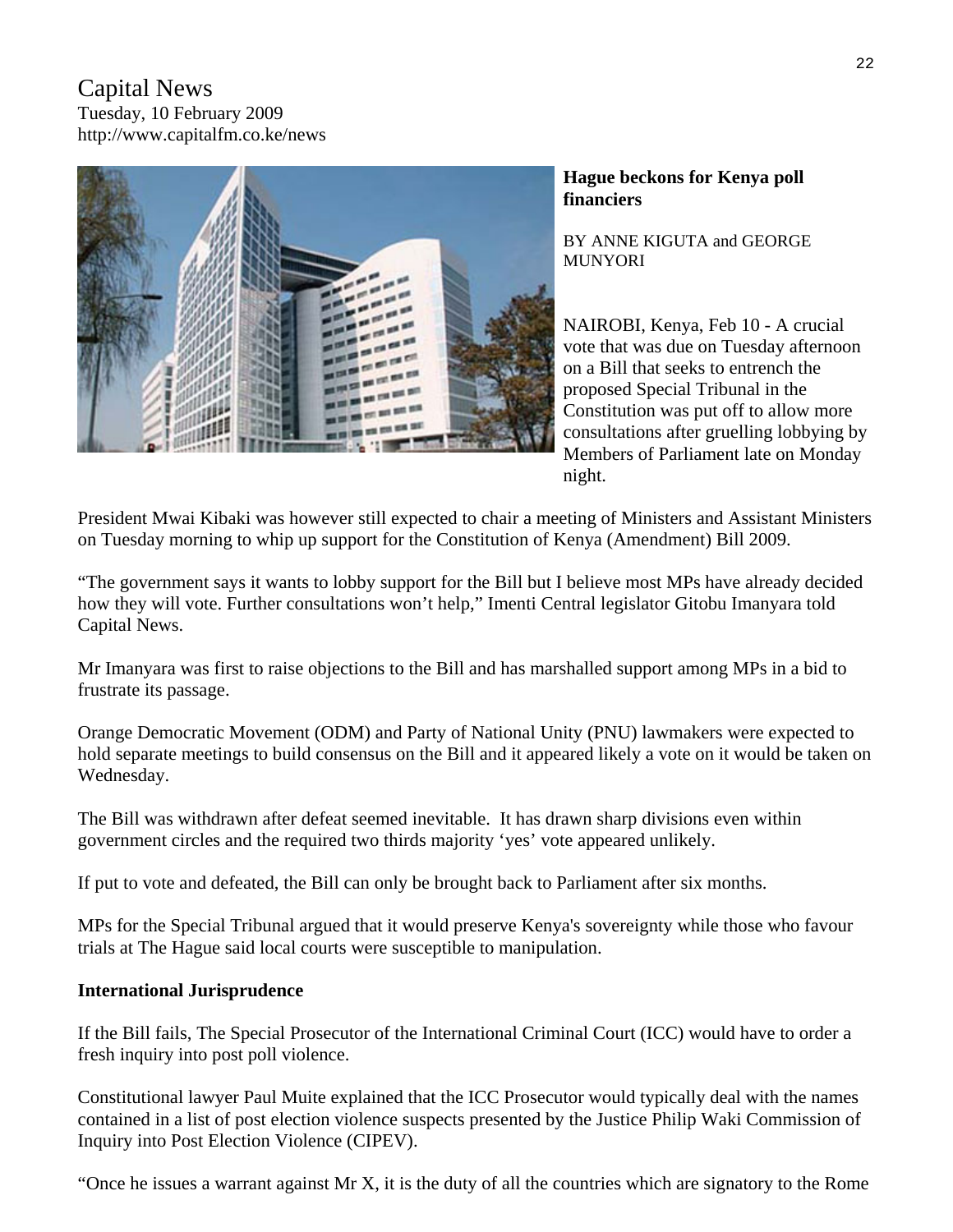Capital News
Tuesday, 10 February 2009
http://www.capitalfm.co.ke/news

## Hague beckons for Kenya poll financiers

BY ANNE KIGUTA and GEORGE MUNYORI

NAIROBI, Kenya, Feb 10 - A crucial vote that was due on Tuesday afternoon on a Bill that seeks to entrench the proposed Special Tribunal in the Constitution was put off to allow more consultations after gruelling lobbying by Members of Parliament late on Monday night.

President Mwai Kibaki was however still expected to chair a meeting of Ministers and Assistant Ministers on Tuesday morning to whip up support for the Constitution of Kenya (Amendment) Bill 2009.

"The government says it wants to lobby support for the Bill but I believe most MPs have already decided how they will vote. Further consultations won't help," Imenti Central legislator Gitobu Imanyara told Capital News.

Mr Imanyara was first to raise objections to the Bill and has marshalled support among MPs in a bid to frustrate its passage.

Orange Democratic Movement (ODM) and Party of National Unity (PNU) lawmakers were expected to hold separate meetings to build consensus on the Bill and it appeared likely a vote on it would be taken on Wednesday.

The Bill was withdrawn after defeat seemed inevitable. It has drawn sharp divisions even within government circles and the required two thirds majority 'yes' vote appeared unlikely.

If put to vote and defeated, the Bill can only be brought back to Parliament after six months.

MPs for the Special Tribunal argued that it would preserve Kenya's sovereignty while those who favour trials at The Hague said local courts were susceptible to manipulation.

### International Jurisprudence

If the Bill fails, The Special Prosecutor of the International Criminal Court (ICC) would have to order a fresh inquiry into post poll violence.

Constitutional lawyer Paul Muite explained that the ICC Prosecutor would typically deal with the names contained in a list of post election violence suspects presented by the Justice Philip Waki Commission of Inquiry into Post Election Violence (CIPEV).

"Once he issues a warrant against Mr X, it is the duty of all the countries which are signatory to the Rome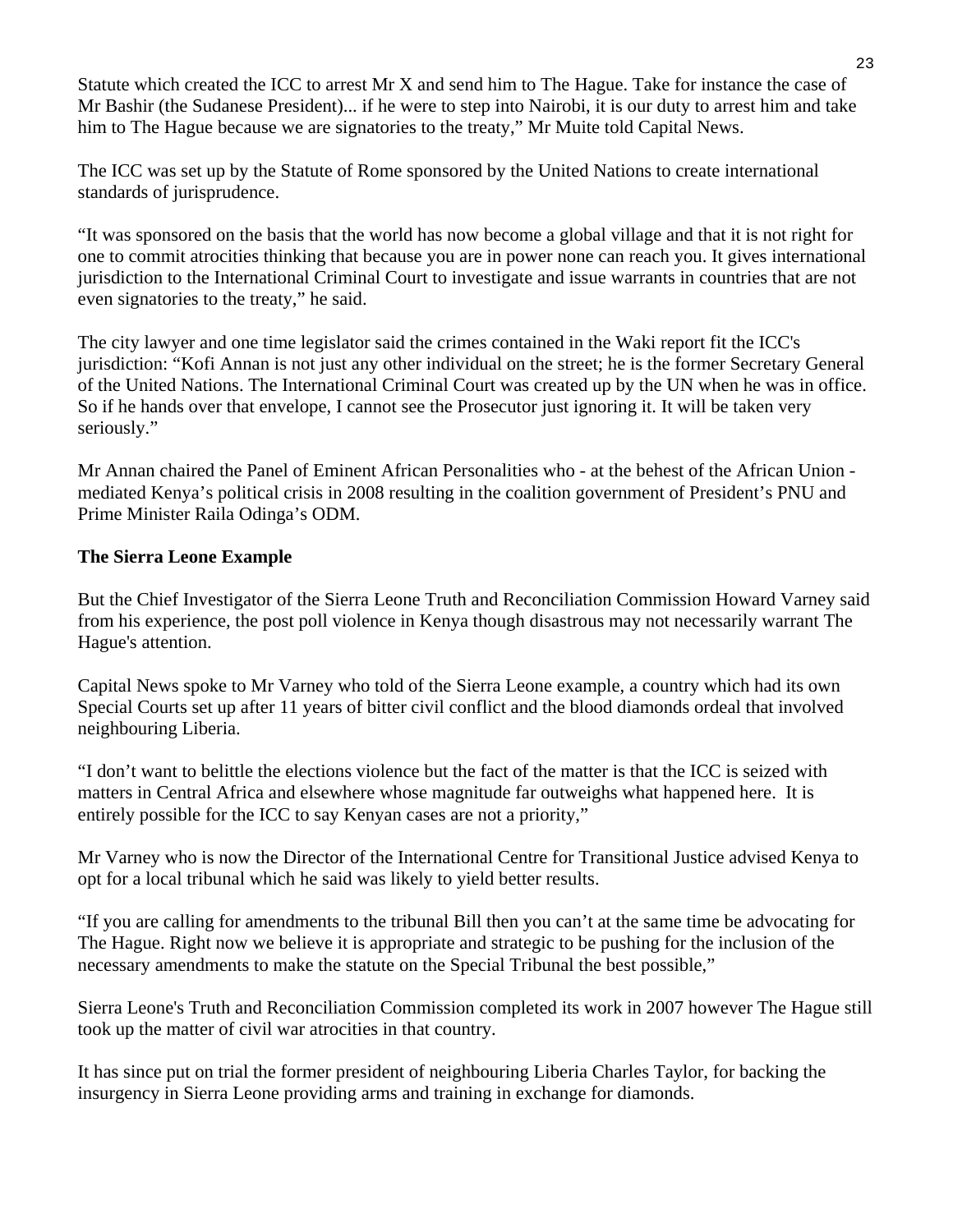Statute which created the ICC to arrest Mr X and send him to The Hague. Take for instance the case of Mr Bashir (the Sudanese President)... if he were to step into Nairobi, it is our duty to arrest him and take him to The Hague because we are signatories to the treaty," Mr Muite told Capital News.

The ICC was set up by the Statute of Rome sponsored by the United Nations to create international standards of jurisprudence.

"It was sponsored on the basis that the world has now become a global village and that it is not right for one to commit atrocities thinking that because you are in power none can reach you. It gives international jurisdiction to the International Criminal Court to investigate and issue warrants in countries that are not even signatories to the treaty," he said.

The city lawyer and one time legislator said the crimes contained in the Waki report fit the ICC's jurisdiction: "Kofi Annan is not just any other individual on the street; he is the former Secretary General of the United Nations. The International Criminal Court was created up by the UN when he was in office. So if he hands over that envelope, I cannot see the Prosecutor just ignoring it. It will be taken very seriously."

Mr Annan chaired the Panel of Eminent African Personalities who - at the behest of the African Union - mediated Kenya's political crisis in 2008 resulting in the coalition government of President's PNU and Prime Minister Raila Odinga's ODM.

**The Sierra Leone Example**

But the Chief Investigator of the Sierra Leone Truth and Reconciliation Commission Howard Varney said from his experience, the post poll violence in Kenya though disastrous may not necessarily warrant The Hague's attention.

Capital News spoke to Mr Varney who told of the Sierra Leone example, a country which had its own Special Courts set up after 11 years of bitter civil conflict and the blood diamonds ordeal that involved neighbouring Liberia.

"I don't want to belittle the elections violence but the fact of the matter is that the ICC is seized with matters in Central Africa and elsewhere whose magnitude far outweighs what happened here. It is entirely possible for the ICC to say Kenyan cases are not a priority,"

Mr Varney who is now the Director of the International Centre for Transitional Justice advised Kenya to opt for a local tribunal which he said was likely to yield better results.

"If you are calling for amendments to the tribunal Bill then you can't at the same time be advocating for The Hague. Right now we believe it is appropriate and strategic to be pushing for the inclusion of the necessary amendments to make the statute on the Special Tribunal the best possible,"

Sierra Leone's Truth and Reconciliation Commission completed its work in 2007 however The Hague still took up the matter of civil war atrocities in that country.

It has since put on trial the former president of neighbouring Liberia Charles Taylor, for backing the insurgency in Sierra Leone providing arms and training in exchange for diamonds.